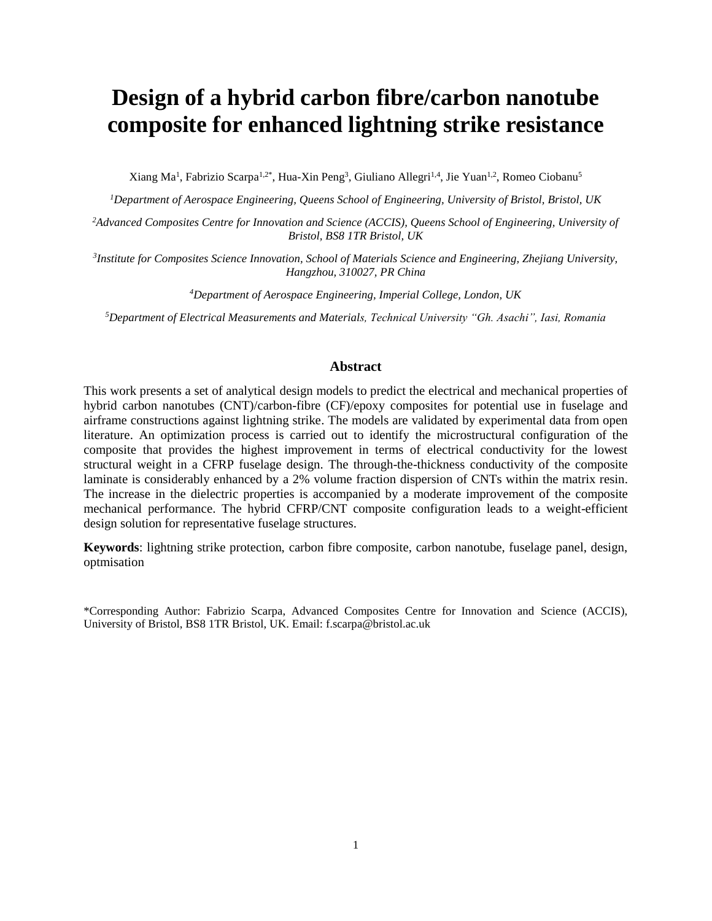# Design of a hybrid carbon fibre/carbon nanotube composite for enhanced lightning strike resistance

Xiang Ma[1], Fabrizio Scarpa[1,2*], Hua-Xin Peng[3], Giuliano Allegri[1,4], Jie Yuan[1,2], Romeo Ciobanu[5]

[1]*Department of Aerospace Engineering, Queens School of Engineering, University of Bristol, Bristol, UK*

[2]*Advanced Composites Centre for Innovation and Science (ACCIS), Queens School of Engineering, University of Bristol, BS8 1TR Bristol, UK*

[3]*Institute for Composites Science Innovation, School of Materials Science and Engineering, Zhejiang University, Hangzhou, 310027, PR China*

[4]*Department of Aerospace Engineering, Imperial College, London, UK*

[5]*Department of Electrical Measurements and Materials, Technical University "Gh. Asachi", Iasi, Romania*

## Abstract

This work presents a set of analytical design models to predict the electrical and mechanical properties of hybrid carbon nanotubes (CNT)/carbon-fibre (CF)/epoxy composites for potential use in fuselage and airframe constructions against lightning strike. The models are validated by experimental data from open literature. An optimization process is carried out to identify the microstructural configuration of the composite that provides the highest improvement in terms of electrical conductivity for the lowest structural weight in a CFRP fuselage design. The through-the-thickness conductivity of the composite laminate is considerably enhanced by a 2% volume fraction dispersion of CNTs within the matrix resin. The increase in the dielectric properties is accompanied by a moderate improvement of the composite mechanical performance. The hybrid CFRP/CNT composite configuration leads to a weight-efficient design solution for representative fuselage structures.

**Keywords**: lightning strike protection, carbon fibre composite, carbon nanotube, fuselage panel, design, optmisation

*Corresponding Author: Fabrizio Scarpa, Advanced Composites Centre for Innovation and Science (ACCIS), University of Bristol, BS8 1TR Bristol, UK. Email: f.scarpa@bristol.ac.uk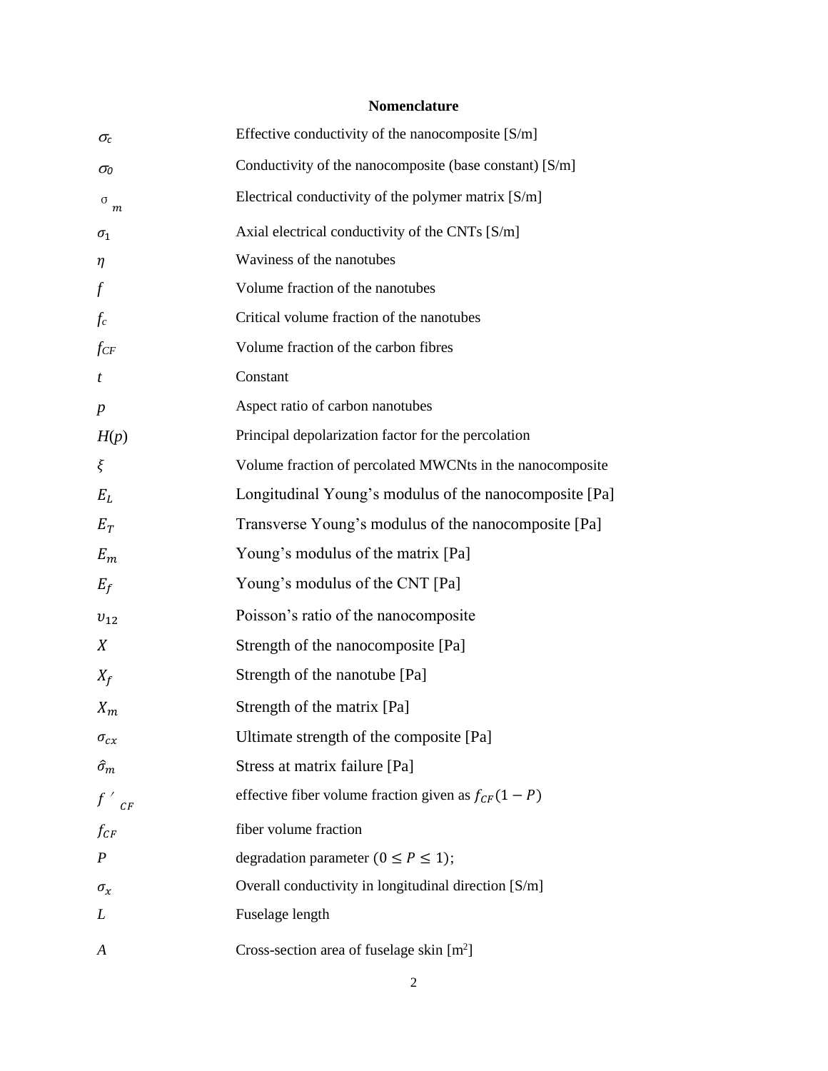## Nomenclature

| Symbol | Description |
|---|---|
| $\sigma_c$ | Effective conductivity of the nanocomposite [S/m] |
| $\sigma_0$ | Conductivity of the nanocomposite (base constant) [S/m] |
| $\sigma_m$ | Electrical conductivity of the polymer matrix [S/m] |
| $\sigma_1$ | Axial electrical conductivity of the CNTs [S/m] |
| $\eta$ | Waviness of the nanotubes |
| $f$ | Volume fraction of the nanotubes |
| $f_c$ | Critical volume fraction of the nanotubes |
| $f_{CF}$ | Volume fraction of the carbon fibres |
| $t$ | Constant |
| $p$ | Aspect ratio of carbon nanotubes |
| $H(p)$ | Principal depolarization factor for the percolation |
| $\xi$ | Volume fraction of percolated MWCNts in the nanocomposite |
| $E_L$ | Longitudinal Young's modulus of the nanocomposite [Pa] |
| $E_T$ | Transverse Young's modulus of the nanocomposite [Pa] |
| $E_m$ | Young's modulus of the matrix [Pa] |
| $E_f$ | Young's modulus of the CNT [Pa] |
| $\upsilon_{12}$ | Poisson's ratio of the nanocomposite |
| $X$ | Strength of the nanocomposite [Pa] |
| $X_f$ | Strength of the nanotube [Pa] |
| $X_m$ | Strength of the matrix [Pa] |
| $\sigma_{cx}$ | Ultimate strength of the composite [Pa] |
| $\hat{\sigma}_m$ | Stress at matrix failure [Pa] |
| $f'_{CF}$ | effective fiber volume fraction given as $f_{CF}(1-P)$ |
| $f_{CF}$ | fiber volume fraction |
| $P$ | degradation parameter ($0 \leq P \leq 1$); |
| $\sigma_x$ | Overall conductivity in longitudinal direction [S/m] |
| $L$ | Fuselage length |
| $A$ | Cross-section area of fuselage skin [m$^2$] |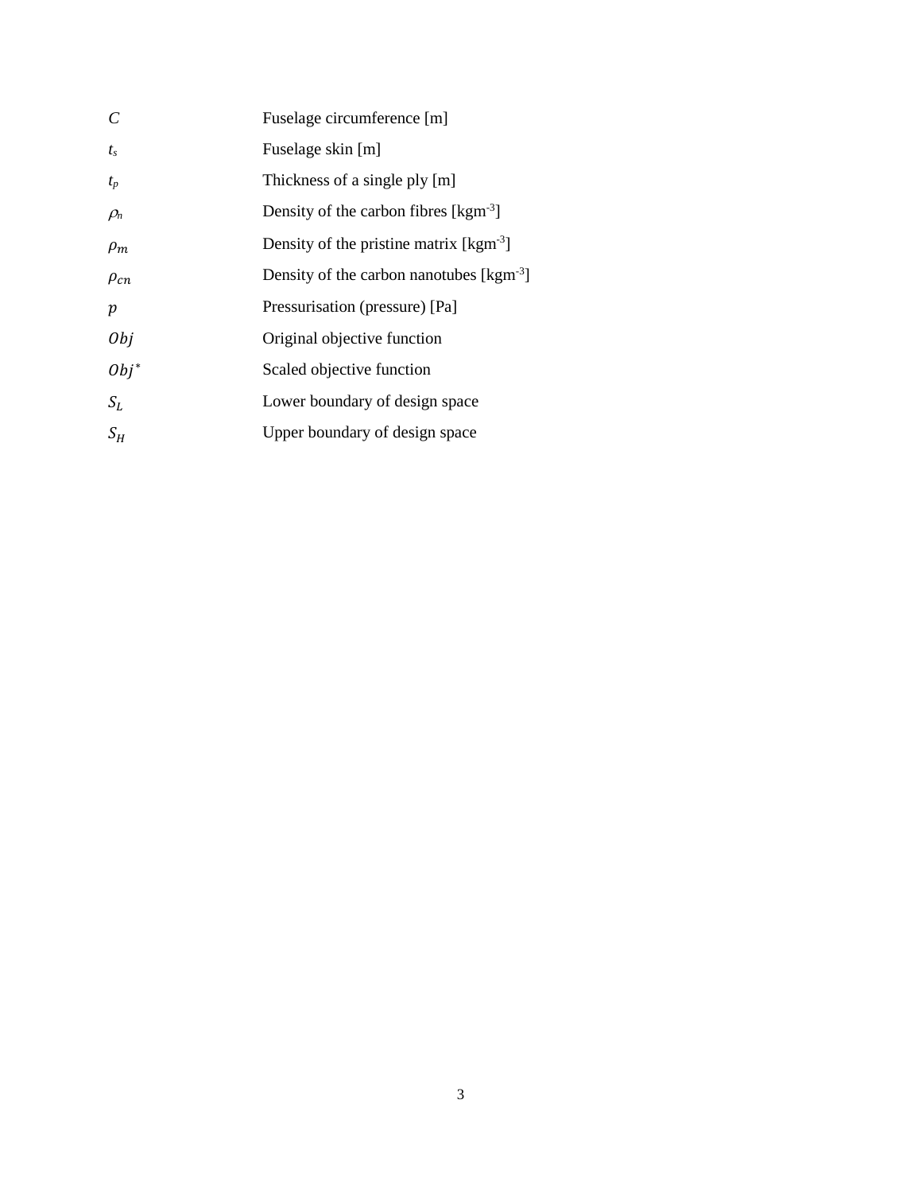| | |
|---|---|
| $C$ | Fuselage circumference [m] |
| $t_s$ | Fuselage skin [m] |
| $t_p$ | Thickness of a single ply [m] |
| $\rho_n$ | Density of the carbon fibres [kgm$^{-3}$] |
| $\rho_m$ | Density of the pristine matrix [kgm$^{-3}$] |
| $\rho_{cn}$ | Density of the carbon nanotubes [kgm$^{-3}$] |
| $p$ | Pressurisation (pressure) [Pa] |
| $Obj$ | Original objective function |
| $Obj^*$ | Scaled objective function |
| $S_L$ | Lower boundary of design space |
| $S_H$ | Upper boundary of design space |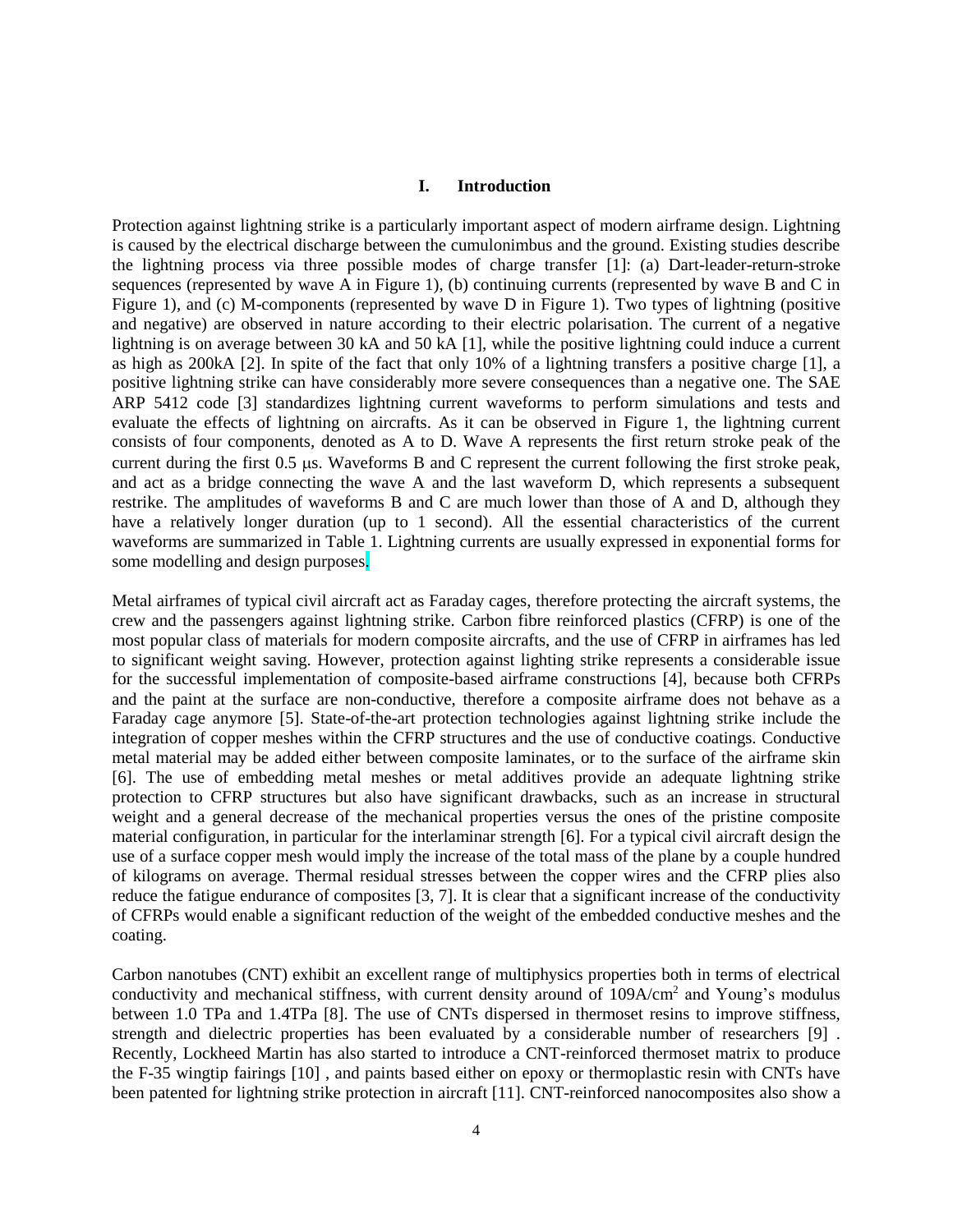## I. Introduction

Protection against lightning strike is a particularly important aspect of modern airframe design. Lightning is caused by the electrical discharge between the cumulonimbus and the ground. Existing studies describe the lightning process via three possible modes of charge transfer [1]: (a) Dart-leader-return-stroke sequences (represented by wave A in Figure 1), (b) continuing currents (represented by wave B and C in Figure 1), and (c) M-components (represented by wave D in Figure 1). Two types of lightning (positive and negative) are observed in nature according to their electric polarisation. The current of a negative lightning is on average between 30 kA and 50 kA [1], while the positive lightning could induce a current as high as 200kA [2]. In spite of the fact that only 10% of a lightning transfers a positive charge [1], a positive lightning strike can have considerably more severe consequences than a negative one. The SAE ARP 5412 code [3] standardizes lightning current waveforms to perform simulations and tests and evaluate the effects of lightning on aircrafts. As it can be observed in Figure 1, the lightning current consists of four components, denoted as A to D. Wave A represents the first return stroke peak of the current during the first 0.5 μs. Waveforms B and C represent the current following the first stroke peak, and act as a bridge connecting the wave A and the last waveform D, which represents a subsequent restrike. The amplitudes of waveforms B and C are much lower than those of A and D, although they have a relatively longer duration (up to 1 second). All the essential characteristics of the current waveforms are summarized in Table 1. Lightning currents are usually expressed in exponential forms for some modelling and design purposes.

Metal airframes of typical civil aircraft act as Faraday cages, therefore protecting the aircraft systems, the crew and the passengers against lightning strike. Carbon fibre reinforced plastics (CFRP) is one of the most popular class of materials for modern composite aircrafts, and the use of CFRP in airframes has led to significant weight saving. However, protection against lighting strike represents a considerable issue for the successful implementation of composite-based airframe constructions [4], because both CFRPs and the paint at the surface are non-conductive, therefore a composite airframe does not behave as a Faraday cage anymore [5]. State-of-the-art protection technologies against lightning strike include the integration of copper meshes within the CFRP structures and the use of conductive coatings. Conductive metal material may be added either between composite laminates, or to the surface of the airframe skin [6]. The use of embedding metal meshes or metal additives provide an adequate lightning strike protection to CFRP structures but also have significant drawbacks, such as an increase in structural weight and a general decrease of the mechanical properties versus the ones of the pristine composite material configuration, in particular for the interlaminar strength [6]. For a typical civil aircraft design the use of a surface copper mesh would imply the increase of the total mass of the plane by a couple hundred of kilograms on average. Thermal residual stresses between the copper wires and the CFRP plies also reduce the fatigue endurance of composites [3, 7]. It is clear that a significant increase of the conductivity of CFRPs would enable a significant reduction of the weight of the embedded conductive meshes and the coating.

Carbon nanotubes (CNT) exhibit an excellent range of multiphysics properties both in terms of electrical conductivity and mechanical stiffness, with current density around of 109A/cm$^2$ and Young's modulus between 1.0 TPa and 1.4TPa [8]. The use of CNTs dispersed in thermoset resins to improve stiffness, strength and dielectric properties has been evaluated by a considerable number of researchers [9] . Recently, Lockheed Martin has also started to introduce a CNT-reinforced thermoset matrix to produce the F-35 wingtip fairings [10] , and paints based either on epoxy or thermoplastic resin with CNTs have been patented for lightning strike protection in aircraft [11]. CNT-reinforced nanocomposites also show a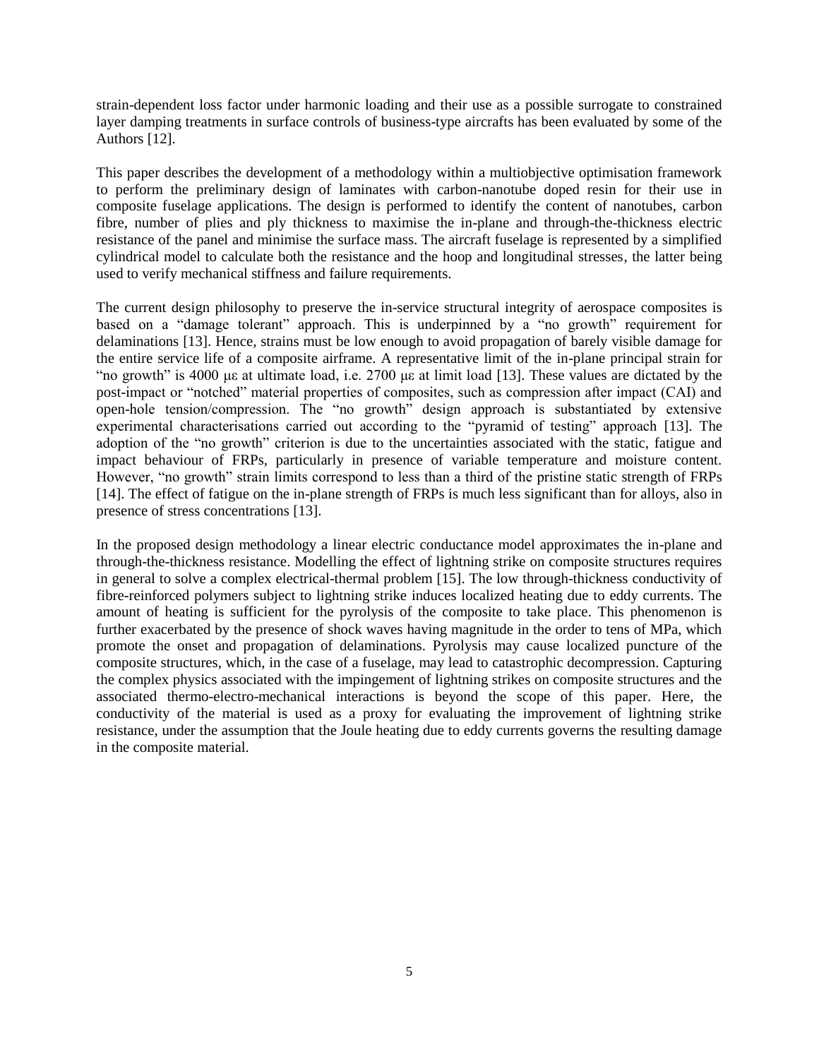strain-dependent loss factor under harmonic loading and their use as a possible surrogate to constrained layer damping treatments in surface controls of business-type aircrafts has been evaluated by some of the Authors [12].

This paper describes the development of a methodology within a multiobjective optimisation framework to perform the preliminary design of laminates with carbon-nanotube doped resin for their use in composite fuselage applications. The design is performed to identify the content of nanotubes, carbon fibre, number of plies and ply thickness to maximise the in-plane and through-the-thickness electric resistance of the panel and minimise the surface mass. The aircraft fuselage is represented by a simplified cylindrical model to calculate both the resistance and the hoop and longitudinal stresses, the latter being used to verify mechanical stiffness and failure requirements.

The current design philosophy to preserve the in-service structural integrity of aerospace composites is based on a "damage tolerant" approach. This is underpinned by a "no growth" requirement for delaminations [13]. Hence, strains must be low enough to avoid propagation of barely visible damage for the entire service life of a composite airframe. A representative limit of the in-plane principal strain for "no growth" is 4000 $\mu\varepsilon$ at ultimate load, i.e. 2700 $\mu\varepsilon$ at limit load [13]. These values are dictated by the post-impact or "notched" material properties of composites, such as compression after impact (CAI) and open-hole tension/compression. The "no growth" design approach is substantiated by extensive experimental characterisations carried out according to the "pyramid of testing" approach [13]. The adoption of the "no growth" criterion is due to the uncertainties associated with the static, fatigue and impact behaviour of FRPs, particularly in presence of variable temperature and moisture content. However, "no growth" strain limits correspond to less than a third of the pristine static strength of FRPs [14]. The effect of fatigue on the in-plane strength of FRPs is much less significant than for alloys, also in presence of stress concentrations [13].

In the proposed design methodology a linear electric conductance model approximates the in-plane and through-the-thickness resistance. Modelling the effect of lightning strike on composite structures requires in general to solve a complex electrical-thermal problem [15]. The low through-thickness conductivity of fibre-reinforced polymers subject to lightning strike induces localized heating due to eddy currents. The amount of heating is sufficient for the pyrolysis of the composite to take place. This phenomenon is further exacerbated by the presence of shock waves having magnitude in the order to tens of MPa, which promote the onset and propagation of delaminations. Pyrolysis may cause localized puncture of the composite structures, which, in the case of a fuselage, may lead to catastrophic decompression. Capturing the complex physics associated with the impingement of lightning strikes on composite structures and the associated thermo-electro-mechanical interactions is beyond the scope of this paper. Here, the conductivity of the material is used as a proxy for evaluating the improvement of lightning strike resistance, under the assumption that the Joule heating due to eddy currents governs the resulting damage in the composite material.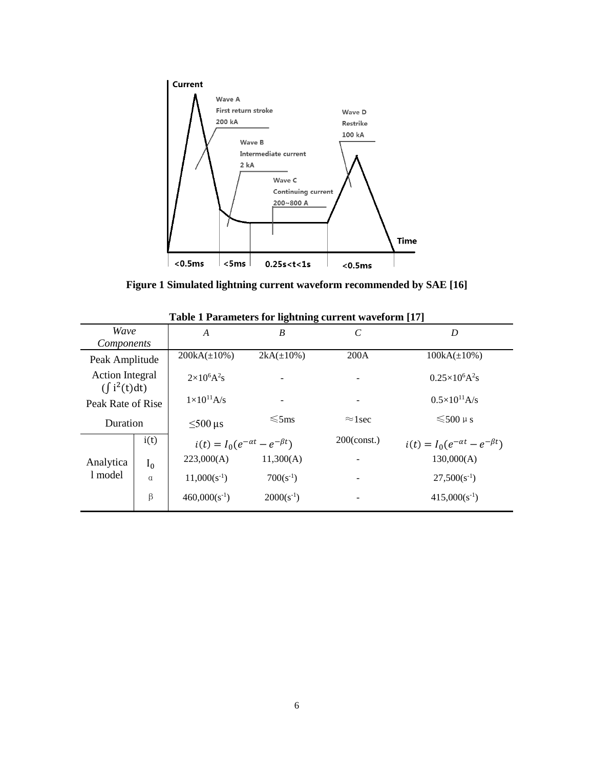Figure 1 Simulated lightning current waveform recommended by SAE [16]

**Table 1 Parameters for lightning current waveform [17]**

| *Wave Components* | | *A* | *B* | *C* | *D* |
|---|---|---|---|---|---|
| Peak Amplitude | | 200kA(±10%) | 2kA(±10%) | 200A | 100kA(±10%) |
| Action Integral ($\int i^2(t)dt$) | | $2\times10^6 A^2s$ | - | - | $0.25\times10^6 A^2s$ |
| Peak Rate of Rise | | $1\times10^{11}$A/s | - | - | $0.5\times10^{11}$A/s |
| Duration | | ≤500 μs | ≤5ms | ≈1sec | ≤500 μs |
| Analytical model | i(t) | $i(t) = I_0(e^{-\alpha t} - e^{-\beta t})$ | | 200(const.) | $i(t) = I_0(e^{-\alpha t} - e^{-\beta t})$ |
| | $I_0$ | 223,000(A) | 11,300(A) | - | 130,000(A) |
| | α | 11,000($s^{-1}$) | 700($s^{-1}$) | - | 27,500($s^{-1}$) |
| | β | 460,000($s^{-1}$) | 2000($s^{-1}$) | - | 415,000($s^{-1}$) |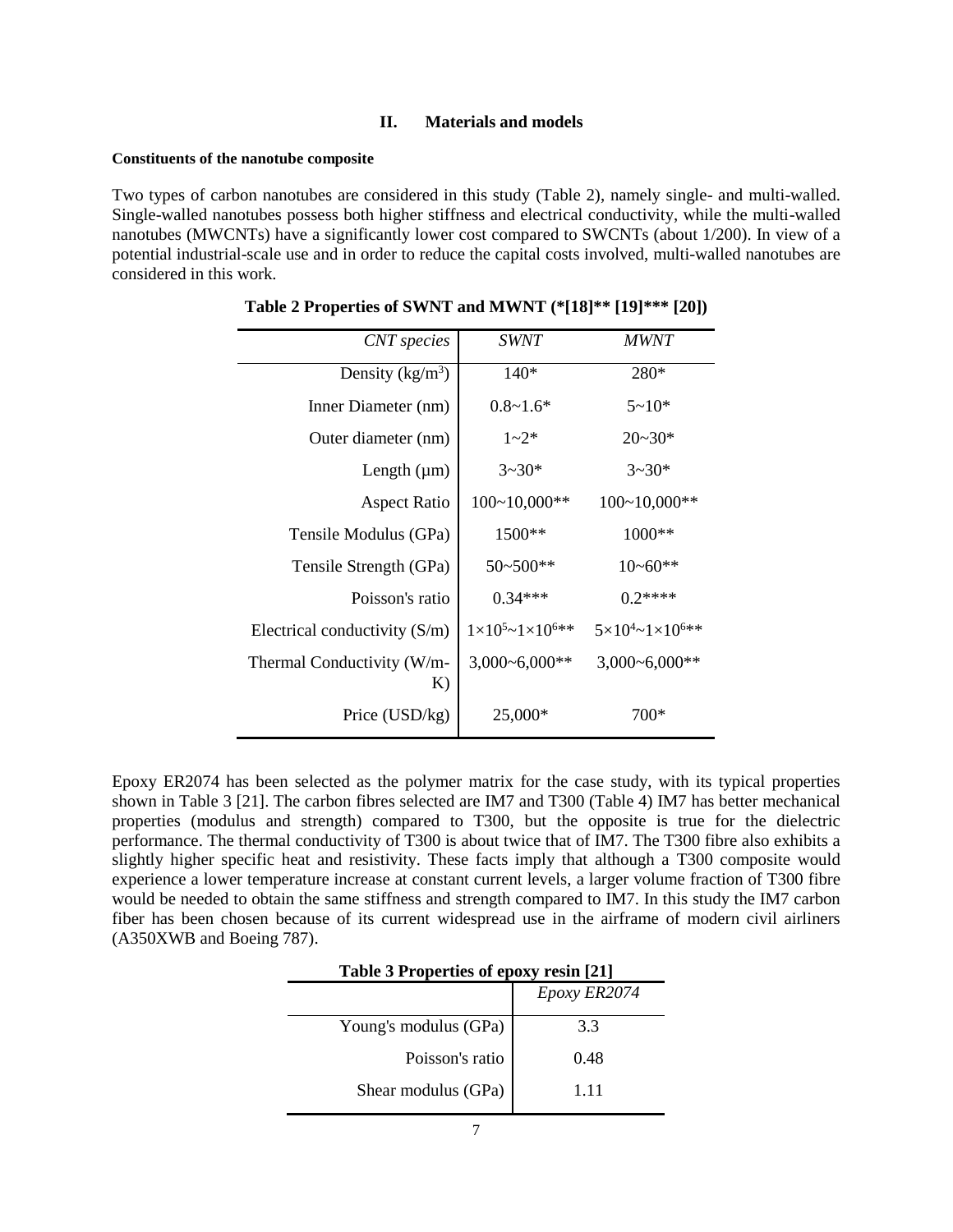## II. Materials and models

#### Constituents of the nanotube composite

Two types of carbon nanotubes are considered in this study (Table 2), namely single- and multi-walled. Single-walled nanotubes possess both higher stiffness and electrical conductivity, while the multi-walled nanotubes (MWCNTs) have a significantly lower cost compared to SWCNTs (about 1/200). In view of a potential industrial-scale use and in order to reduce the capital costs involved, multi-walled nanotubes are considered in this work.

**Table 2 Properties of SWNT and MWNT (*[18]** [19]*** [20])**

| *CNT species* | *SWNT* | *MWNT* |
|---|---|---|
| Density (kg/m$^3$) | 140* | 280* |
| Inner Diameter (nm) | 0.8~1.6* | 5~10* |
| Outer diameter (nm) | 1~2* | 20~30* |
| Length (µm) | 3~30* | 3~30* |
| Aspect Ratio | 100~10,000** | 100~10,000** |
| Tensile Modulus (GPa) | 1500** | 1000** |
| Tensile Strength (GPa) | 50~500** | 10~60** |
| Poisson's ratio | 0.34*** | 0.2**** |
| Electrical conductivity (S/m) | $1\times10^5$~$1\times10^6$** | $5\times10^4$~$1\times10^6$** |
| Thermal Conductivity (W/m-K) | 3,000~6,000** | 3,000~6,000** |
| Price (USD/kg) | 25,000* | 700* |

Epoxy ER2074 has been selected as the polymer matrix for the case study, with its typical properties shown in Table 3 [21]. The carbon fibres selected are IM7 and T300 (Table 4) IM7 has better mechanical properties (modulus and strength) compared to T300, but the opposite is true for the dielectric performance. The thermal conductivity of T300 is about twice that of IM7. The T300 fibre also exhibits a slightly higher specific heat and resistivity. These facts imply that although a T300 composite would experience a lower temperature increase at constant current levels, a larger volume fraction of T300 fibre would be needed to obtain the same stiffness and strength compared to IM7. In this study the IM7 carbon fiber has been chosen because of its current widespread use in the airframe of modern civil airliners (A350XWB and Boeing 787).

**Table 3 Properties of epoxy resin [21]**

| | *Epoxy ER2074* |
|---|---|
| Young's modulus (GPa) | 3.3 |
| Poisson's ratio | 0.48 |
| Shear modulus (GPa) | 1.11 |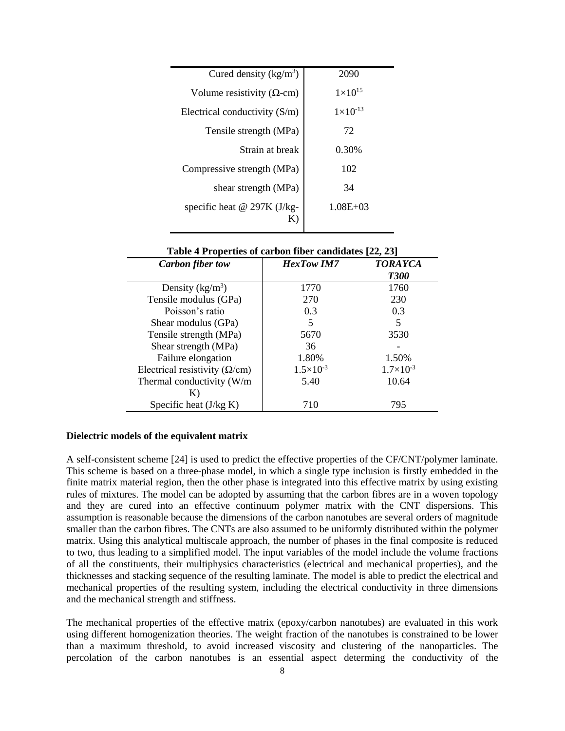| | |
|---|---|
| Cured density (kg/m$^3$) | 2090 |
| Volume resistivity (Ω-cm) | $1\times10^{15}$ |
| Electrical conductivity (S/m) | $1\times10^{-13}$ |
| Tensile strength (MPa) | 72 |
| Strain at break | 0.30% |
| Compressive strength (MPa) | 102 |
| shear strength (MPa) | 34 |
| specific heat @ 297K (J/kg-K) | 1.08E+03 |

**Table 4 Properties of carbon fiber candidates [22, 23]**

| ***Carbon fiber tow*** | ***HexTow IM7*** | ***TORAYCA T300*** |
|---|---|---|
| Density (kg/m$^3$) | 1770 | 1760 |
| Tensile modulus (GPa) | 270 | 230 |
| Poisson's ratio | 0.3 | 0.3 |
| Shear modulus (GPa) | 5 | 5 |
| Tensile strength (MPa) | 5670 | 3530 |
| Shear strength (MPa) | 36 | - |
| Failure elongation | 1.80% | 1.50% |
| Electrical resistivity (Ω/cm) | $1.5\times10^{-3}$ | $1.7\times10^{-3}$ |
| Thermal conductivity (W/m K) | 5.40 | 10.64 |
| Specific heat (J/kg K) | 710 | 795 |

**Dielectric models of the equivalent matrix**

A self-consistent scheme [24] is used to predict the effective properties of the CF/CNT/polymer laminate. This scheme is based on a three-phase model, in which a single type inclusion is firstly embedded in the finite matrix material region, then the other phase is integrated into this effective matrix by using existing rules of mixtures. The model can be adopted by assuming that the carbon fibres are in a woven topology and they are cured into an effective continuum polymer matrix with the CNT dispersions. This assumption is reasonable because the dimensions of the carbon nanotubes are several orders of magnitude smaller than the carbon fibres. The CNTs are also assumed to be uniformly distributed within the polymer matrix. Using this analytical multiscale approach, the number of phases in the final composite is reduced to two, thus leading to a simplified model. The input variables of the model include the volume fractions of all the constituents, their multiphysics characteristics (electrical and mechanical properties), and the thicknesses and stacking sequence of the resulting laminate. The model is able to predict the electrical and mechanical properties of the resulting system, including the electrical conductivity in three dimensions and the mechanical strength and stiffness.

The mechanical properties of the effective matrix (epoxy/carbon nanotubes) are evaluated in this work using different homogenization theories. The weight fraction of the nanotubes is constrained to be lower than a maximum threshold, to avoid increased viscosity and clustering of the nanoparticles. The percolation of the carbon nanotubes is an essential aspect determing the conductivity of the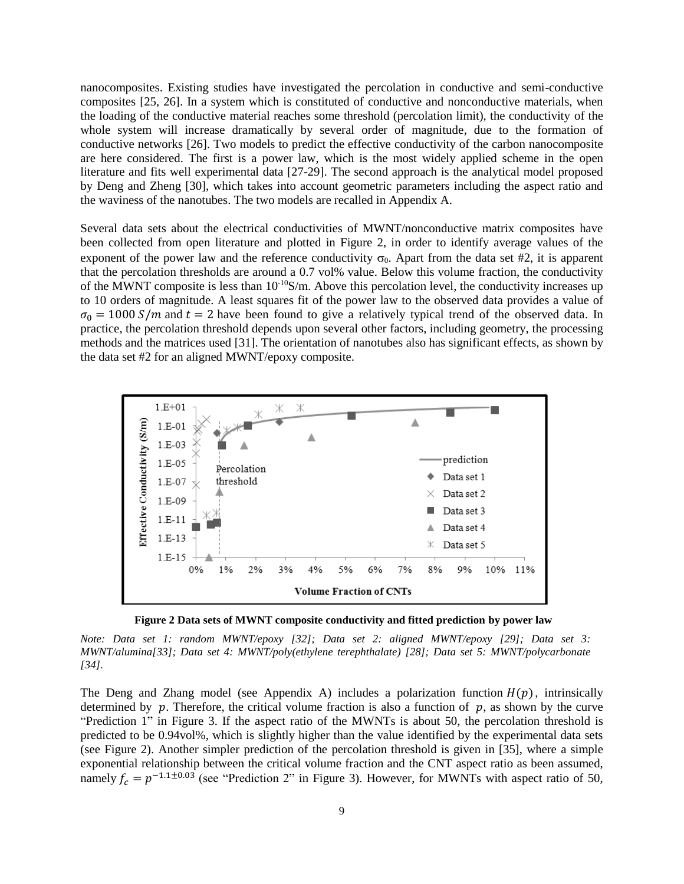nanocomposites. Existing studies have investigated the percolation in conductive and semi-conductive composites [25, 26]. In a system which is constituted of conductive and nonconductive materials, when the loading of the conductive material reaches some threshold (percolation limit), the conductivity of the whole system will increase dramatically by several order of magnitude, due to the formation of conductive networks [26]. Two models to predict the effective conductivity of the carbon nanocomposite are here considered. The first is a power law, which is the most widely applied scheme in the open literature and fits well experimental data [27-29]. The second approach is the analytical model proposed by Deng and Zheng [30], which takes into account geometric parameters including the aspect ratio and the waviness of the nanotubes. The two models are recalled in Appendix A.

Several data sets about the electrical conductivities of MWNT/nonconductive matrix composites have been collected from open literature and plotted in Figure 2, in order to identify average values of the exponent of the power law and the reference conductivity $\sigma_0$. Apart from the data set #2, it is apparent that the percolation thresholds are around a 0.7 vol% value. Below this volume fraction, the conductivity of the MWNT composite is less than $10^{-10}$S/m. Above this percolation level, the conductivity increases up to 10 orders of magnitude. A least squares fit of the power law to the observed data provides a value of $\sigma_0 = 1000\ S/m$ and $t = 2$ have been found to give a relatively typical trend of the observed data. In practice, the percolation threshold depends upon several other factors, including geometry, the processing methods and the matrices used [31]. The orientation of nanotubes also has significant effects, as shown by the data set #2 for an aligned MWNT/epoxy composite.

**Figure 2 Data sets of MWNT composite conductivity and fitted prediction by power law**

*Note: Data set 1: random MWNT/epoxy [32]; Data set 2: aligned MWNT/epoxy [29]; Data set 3: MWNT/alumina[33]; Data set 4: MWNT/poly(ethylene terephthalate) [28]; Data set 5: MWNT/polycarbonate [34].*

The Deng and Zhang model (see Appendix A) includes a polarization function $H(p)$, intrinsically determined by $p$. Therefore, the critical volume fraction is also a function of $p$, as shown by the curve "Prediction 1" in Figure 3. If the aspect ratio of the MWNTs is about 50, the percolation threshold is predicted to be 0.94vol%, which is slightly higher than the value identified by the experimental data sets (see Figure 2). Another simpler prediction of the percolation threshold is given in [35], where a simple exponential relationship between the critical volume fraction and the CNT aspect ratio as been assumed, namely $f_c = p^{-1.1\pm0.03}$ (see "Prediction 2" in Figure 3). However, for MWNTs with aspect ratio of 50,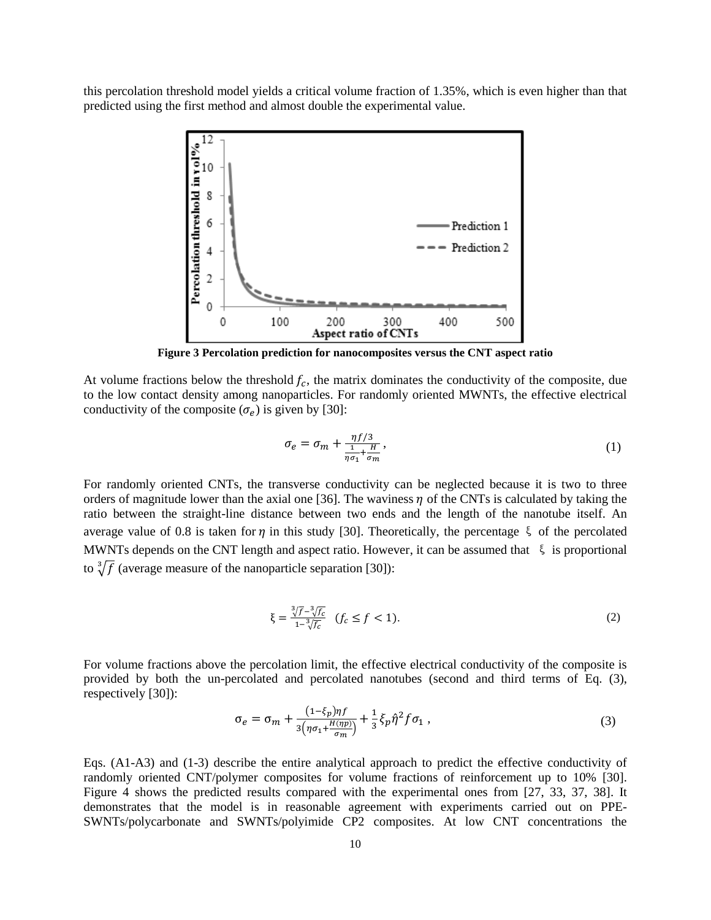this percolation threshold model yields a critical volume fraction of 1.35%, which is even higher than that predicted using the first method and almost double the experimental value.

**Figure 3 Percolation prediction for nanocomposites versus the CNT aspect ratio**

At volume fractions below the threshold $f_c$, the matrix dominates the conductivity of the composite, due to the low contact density among nanoparticles. For randomly oriented MWNTs, the effective electrical conductivity of the composite ($\sigma_e$) is given by [30]:

$$\sigma_e = \sigma_m + \frac{\eta f/3}{\frac{1}{\eta\sigma_1} + \frac{H}{\sigma_m}}, \tag{1}$$

For randomly oriented CNTs, the transverse conductivity can be neglected because it is two to three orders of magnitude lower than the axial one [36]. The waviness $\eta$ of the CNTs is calculated by taking the ratio between the straight-line distance between two ends and the length of the nanotube itself. An average value of 0.8 is taken for $\eta$ in this study [30]. Theoretically, the percentage $\xi$ of the percolated MWNTs depends on the CNT length and aspect ratio. However, it can be assumed that $\xi$ is proportional to $\sqrt[3]{f}$ (average measure of the nanoparticle separation [30]):

$$\xi = \frac{\sqrt[3]{f} - \sqrt[3]{f_c}}{1 - \sqrt[3]{f_c}} \quad (f_c \leq f < 1). \tag{2}$$

For volume fractions above the percolation limit, the effective electrical conductivity of the composite is provided by both the un-percolated and percolated nanotubes (second and third terms of Eq. (3), respectively [30]):

$$\sigma_e = \sigma_m + \frac{(1-\xi_p)\eta f}{3\left(\eta\sigma_1 + \frac{H(\eta p)}{\sigma_m}\right)} + \frac{1}{3}\xi_p \hat{\eta}^2 f \sigma_1, \tag{3}$$

Eqs. (A1-A3) and (1-3) describe the entire analytical approach to predict the effective conductivity of randomly oriented CNT/polymer composites for volume fractions of reinforcement up to 10% [30]. Figure 4 shows the predicted results compared with the experimental ones from [27, 33, 37, 38]. It demonstrates that the model is in reasonable agreement with experiments carried out on PPE-SWNTs/polycarbonate and SWNTs/polyimide CP2 composites. At low CNT concentrations the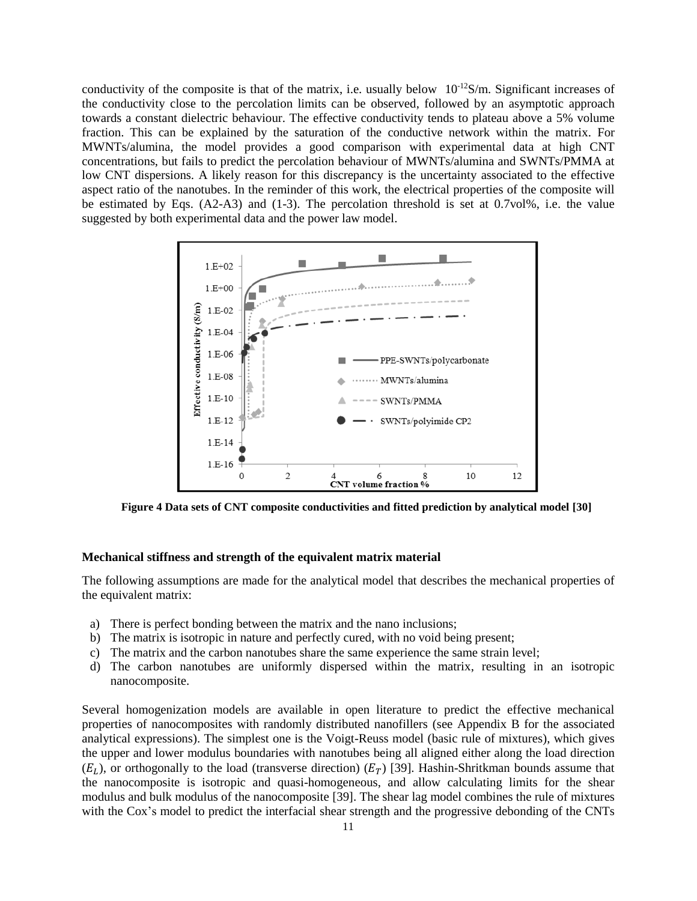conductivity of the composite is that of the matrix, i.e. usually below $10^{-12}$S/m. Significant increases of the conductivity close to the percolation limits can be observed, followed by an asymptotic approach towards a constant dielectric behaviour. The effective conductivity tends to plateau above a 5% volume fraction. This can be explained by the saturation of the conductive network within the matrix. For MWNTs/alumina, the model provides a good comparison with experimental data at high CNT concentrations, but fails to predict the percolation behaviour of MWNTs/alumina and SWNTs/PMMA at low CNT dispersions. A likely reason for this discrepancy is the uncertainty associated to the effective aspect ratio of the nanotubes. In the reminder of this work, the electrical properties of the composite will be estimated by Eqs. (A2-A3) and (1-3). The percolation threshold is set at 0.7vol%, i.e. the value suggested by both experimental data and the power law model.

**Figure 4 Data sets of CNT composite conductivities and fitted prediction by analytical model [30]**

### Mechanical stiffness and strength of the equivalent matrix material

The following assumptions are made for the analytical model that describes the mechanical properties of the equivalent matrix:

a) There is perfect bonding between the matrix and the nano inclusions;
b) The matrix is isotropic in nature and perfectly cured, with no void being present;
c) The matrix and the carbon nanotubes share the same experience the same strain level;
d) The carbon nanotubes are uniformly dispersed within the matrix, resulting in an isotropic nanocomposite.

Several homogenization models are available in open literature to predict the effective mechanical properties of nanocomposites with randomly distributed nanofillers (see Appendix B for the associated analytical expressions). The simplest one is the Voigt-Reuss model (basic rule of mixtures), which gives the upper and lower modulus boundaries with nanotubes being all aligned either along the load direction ($E_L$), or orthogonally to the load (transverse direction) ($E_T$) [39]. Hashin-Shritkman bounds assume that the nanocomposite is isotropic and quasi-homogeneous, and allow calculating limits for the shear modulus and bulk modulus of the nanocomposite [39]. The shear lag model combines the rule of mixtures with the Cox's model to predict the interfacial shear strength and the progressive debonding of the CNTs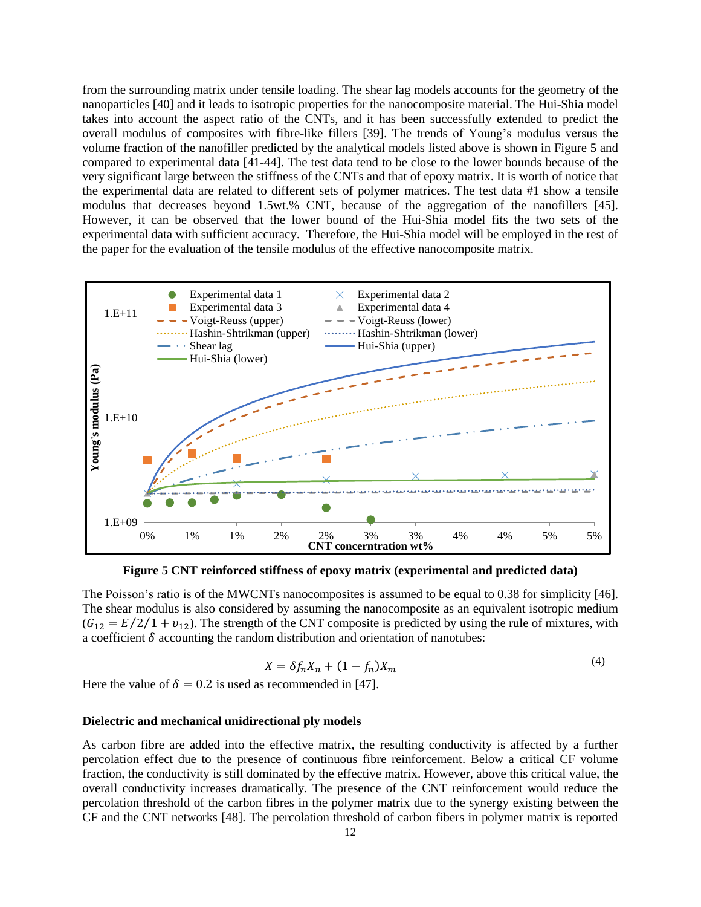from the surrounding matrix under tensile loading. The shear lag models accounts for the geometry of the nanoparticles [40] and it leads to isotropic properties for the nanocomposite material. The Hui-Shia model takes into account the aspect ratio of the CNTs, and it has been successfully extended to predict the overall modulus of composites with fibre-like fillers [39]. The trends of Young's modulus versus the volume fraction of the nanofiller predicted by the analytical models listed above is shown in Figure 5 and compared to experimental data [41-44]. The test data tend to be close to the lower bounds because of the very significant large between the stiffness of the CNTs and that of epoxy matrix. It is worth of notice that the experimental data are related to different sets of polymer matrices. The test data #1 show a tensile modulus that decreases beyond 1.5wt.% CNT, because of the aggregation of the nanofillers [45]. However, it can be observed that the lower bound of the Hui-Shia model fits the two sets of the experimental data with sufficient accuracy. Therefore, the Hui-Shia model will be employed in the rest of the paper for the evaluation of the tensile modulus of the effective nanocomposite matrix.

**Figure 5 CNT reinforced stiffness of epoxy matrix (experimental and predicted data)**

The Poisson's ratio is of the MWCNTs nanocomposites is assumed to be equal to 0.38 for simplicity [46]. The shear modulus is also considered by assuming the nanocomposite as an equivalent isotropic medium ($G_{12} = E/2/1 + \upsilon_{12}$). The strength of the CNT composite is predicted by using the rule of mixtures, with a coefficient $\delta$ accounting the random distribution and orientation of nanotubes:

$$X = \delta f_n X_n + (1 - f_n) X_m \tag{4}$$

Here the value of $\delta = 0.2$ is used as recommended in [47].

### Dielectric and mechanical unidirectional ply models

As carbon fibre are added into the effective matrix, the resulting conductivity is affected by a further percolation effect due to the presence of continuous fibre reinforcement. Below a critical CF volume fraction, the conductivity is still dominated by the effective matrix. However, above this critical value, the overall conductivity increases dramatically. The presence of the CNT reinforcement would reduce the percolation threshold of the carbon fibres in the polymer matrix due to the synergy existing between the CF and the CNT networks [48]. The percolation threshold of carbon fibers in polymer matrix is reported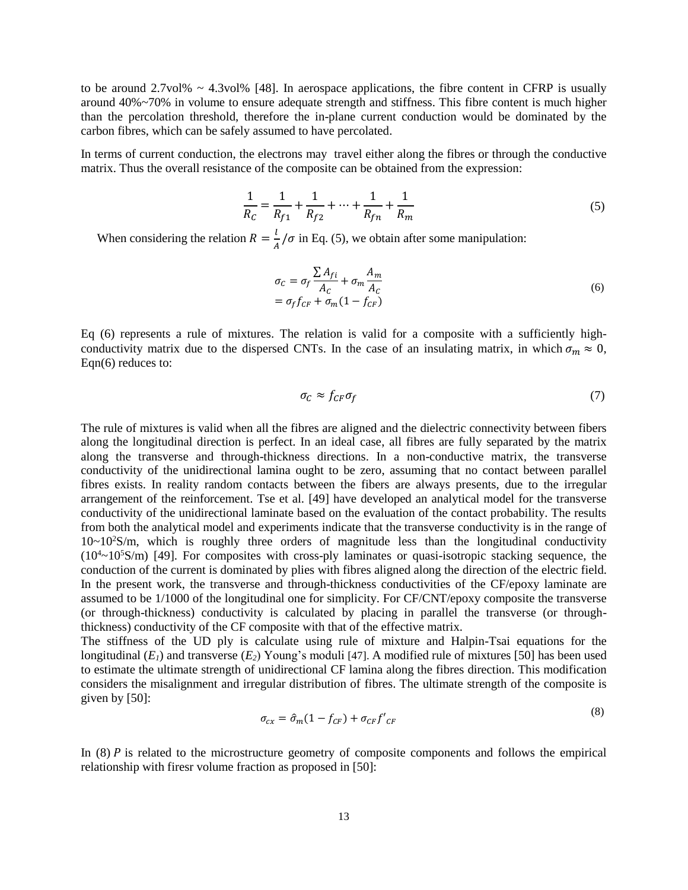to be around 2.7vol% ~ 4.3vol% [48]. In aerospace applications, the fibre content in CFRP is usually around 40%~70% in volume to ensure adequate strength and stiffness. This fibre content is much higher than the percolation threshold, therefore the in-plane current conduction would be dominated by the carbon fibres, which can be safely assumed to have percolated.

In terms of current conduction, the electrons may travel either along the fibres or through the conductive matrix. Thus the overall resistance of the composite can be obtained from the expression:

$$\frac{1}{R_C} = \frac{1}{R_{f1}} + \frac{1}{R_{f2}} + \cdots + \frac{1}{R_{fn}} + \frac{1}{R_m} \tag{5}$$

When considering the relation $R = \frac{l}{A}/\sigma$ in Eq. (5), we obtain after some manipulation:

$$\begin{aligned} \sigma_C &= \sigma_f \frac{\sum A_{fi}}{A_C} + \sigma_m \frac{A_m}{A_C} \\ &= \sigma_f f_{CF} + \sigma_m (1 - f_{CF}) \end{aligned} \tag{6}$$

Eq (6) represents a rule of mixtures. The relation is valid for a composite with a sufficiently high-conductivity matrix due to the dispersed CNTs. In the case of an insulating matrix, in which $\sigma_m \approx 0$, Eqn(6) reduces to:

$$\sigma_C \approx f_{CF} \sigma_f \tag{7}$$

The rule of mixtures is valid when all the fibres are aligned and the dielectric connectivity between fibers along the longitudinal direction is perfect. In an ideal case, all fibres are fully separated by the matrix along the transverse and through-thickness directions. In a non-conductive matrix, the transverse conductivity of the unidirectional lamina ought to be zero, assuming that no contact between parallel fibres exists. In reality random contacts between the fibers are always presents, due to the irregular arrangement of the reinforcement. Tse et al. [49] have developed an analytical model for the transverse conductivity of the unidirectional laminate based on the evaluation of the contact probability. The results from both the analytical model and experiments indicate that the transverse conductivity is in the range of $10 \sim 10^2$S/m, which is roughly three orders of magnitude less than the longitudinal conductivity ($10^4 \sim 10^5$S/m) [49]. For composites with cross-ply laminates or quasi-isotropic stacking sequence, the conduction of the current is dominated by plies with fibres aligned along the direction of the electric field. In the present work, the transverse and through-thickness conductivities of the CF/epoxy laminate are assumed to be 1/1000 of the longitudinal one for simplicity. For CF/CNT/epoxy composite the transverse (or through-thickness) conductivity is calculated by placing in parallel the transverse (or through-thickness) conductivity of the CF composite with that of the effective matrix.

The stiffness of the UD ply is calculate using rule of mixture and Halpin-Tsai equations for the longitudinal ($E_1$) and transverse ($E_2$) Young's moduli [47]. A modified rule of mixtures [50] has been used to estimate the ultimate strength of unidirectional CF lamina along the fibres direction. This modification considers the misalignment and irregular distribution of fibres. The ultimate strength of the composite is given by [50]:

$$\sigma_{cx} = \hat{\sigma}_m (1 - f_{CF}) + \sigma_{CF} f'_{CF} \tag{8}$$

In (8) $P$ is related to the microstructure geometry of composite components and follows the empirical relationship with firesr volume fraction as proposed in [50]: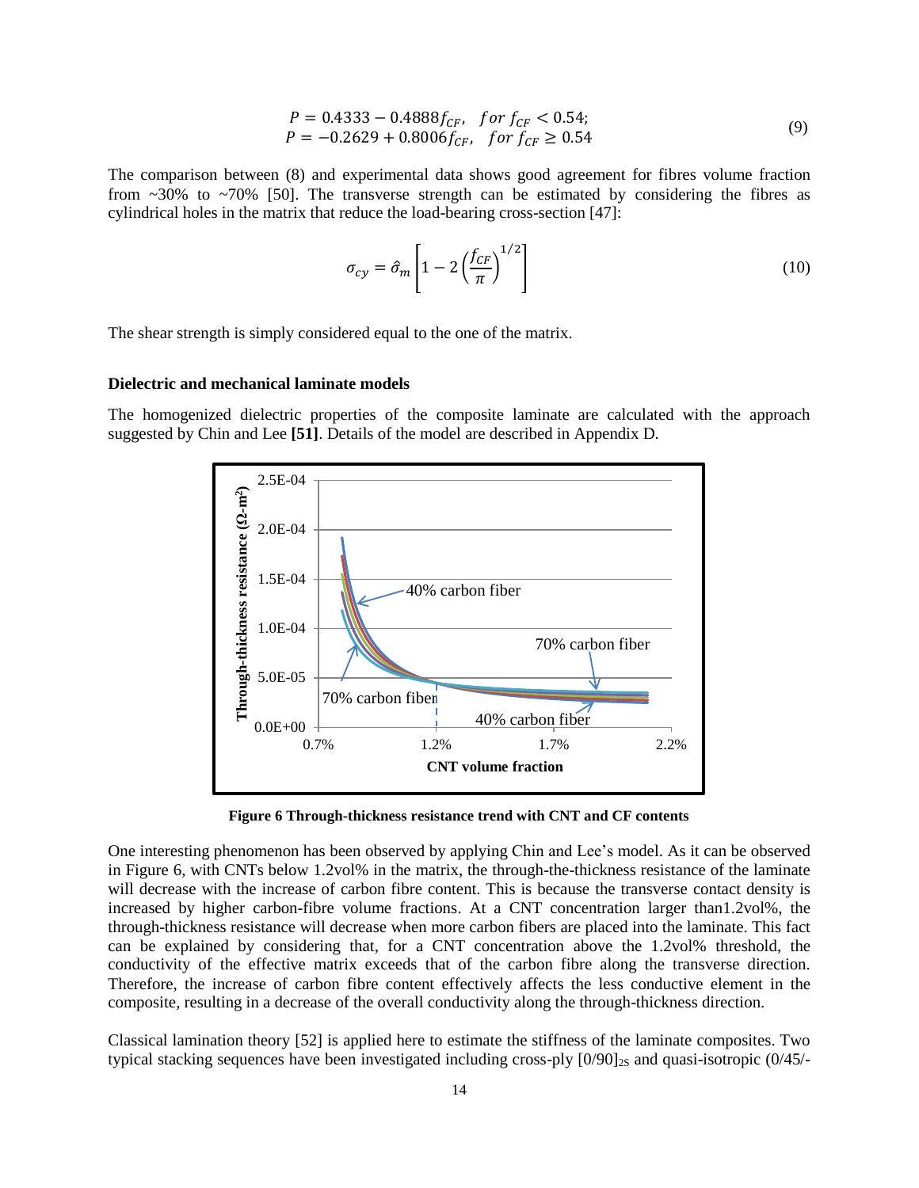$$P = 0.4333 - 0.4888 f_{CF}, \quad for\ f_{CF} < 0.54;$$
$$P = -0.2629 + 0.8006 f_{CF}, \quad for\ f_{CF} \geq 0.54 \tag{9}$$

The comparison between (8) and experimental data shows good agreement for fibres volume fraction from ~30% to ~70% [50]. The transverse strength can be estimated by considering the fibres as cylindrical holes in the matrix that reduce the load-bearing cross-section [47]:

$$\sigma_{cy} = \hat{\sigma}_m \left[ 1 - 2 \left( \frac{f_{CF}}{\pi} \right)^{1/2} \right] \tag{10}$$

The shear strength is simply considered equal to the one of the matrix.

**Dielectric and mechanical laminate models**

The homogenized dielectric properties of the composite laminate are calculated with the approach suggested by Chin and Lee **[51]**. Details of the model are described in Appendix D.

**Figure 6 Through-thickness resistance trend with CNT and CF contents**

One interesting phenomenon has been observed by applying Chin and Lee's model. As it can be observed in Figure 6, with CNTs below 1.2vol% in the matrix, the through-the-thickness resistance of the laminate will decrease with the increase of carbon fibre content. This is because the transverse contact density is increased by higher carbon-fibre volume fractions. At a CNT concentration larger than1.2vol%, the through-thickness resistance will decrease when more carbon fibers are placed into the laminate. This fact can be explained by considering that, for a CNT concentration above the 1.2vol% threshold, the conductivity of the effective matrix exceeds that of the carbon fibre along the transverse direction. Therefore, the increase of carbon fibre content effectively affects the less conductive element in the composite, resulting in a decrease of the overall conductivity along the through-thickness direction.

Classical lamination theory [52] is applied here to estimate the stiffness of the laminate composites. Two typical stacking sequences have been investigated including cross-ply $[0/90]_{2S}$ and quasi-isotropic (0/45/-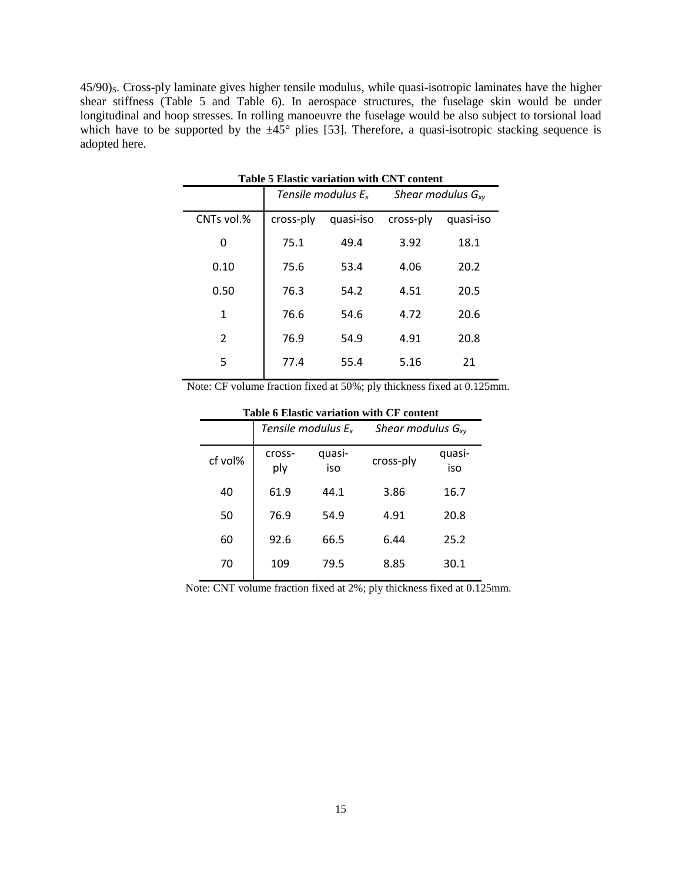45/90)$_S$. Cross-ply laminate gives higher tensile modulus, while quasi-isotropic laminates have the higher shear stiffness (Table 5 and Table 6). In aerospace structures, the fuselage skin would be under longitudinal and hoop stresses. In rolling manoeuvre the fuselage would be also subject to torsional load which have to be supported by the ±45° plies [53]. Therefore, a quasi-isotropic stacking sequence is adopted here.

**Table 5 Elastic variation with CNT content**

| | *Tensile modulus $E_x$* | | *Shear modulus $G_{xy}$* | |
|---|---|---|---|---|
| CNTs vol.% | cross-ply | quasi-iso | cross-ply | quasi-iso |
| 0 | 75.1 | 49.4 | 3.92 | 18.1 |
| 0.10 | 75.6 | 53.4 | 4.06 | 20.2 |
| 0.50 | 76.3 | 54.2 | 4.51 | 20.5 |
| 1 | 76.6 | 54.6 | 4.72 | 20.6 |
| 2 | 76.9 | 54.9 | 4.91 | 20.8 |
| 5 | 77.4 | 55.4 | 5.16 | 21 |

Note: CF volume fraction fixed at 50%; ply thickness fixed at 0.125mm.

**Table 6 Elastic variation with CF content**

| | *Tensile modulus $E_x$* | | *Shear modulus $G_{xy}$* | |
|---|---|---|---|---|
| cf vol% | cross-ply | quasi-iso | cross-ply | quasi-iso |
| 40 | 61.9 | 44.1 | 3.86 | 16.7 |
| 50 | 76.9 | 54.9 | 4.91 | 20.8 |
| 60 | 92.6 | 66.5 | 6.44 | 25.2 |
| 70 | 109 | 79.5 | 8.85 | 30.1 |

Note: CNT volume fraction fixed at 2%; ply thickness fixed at 0.125mm.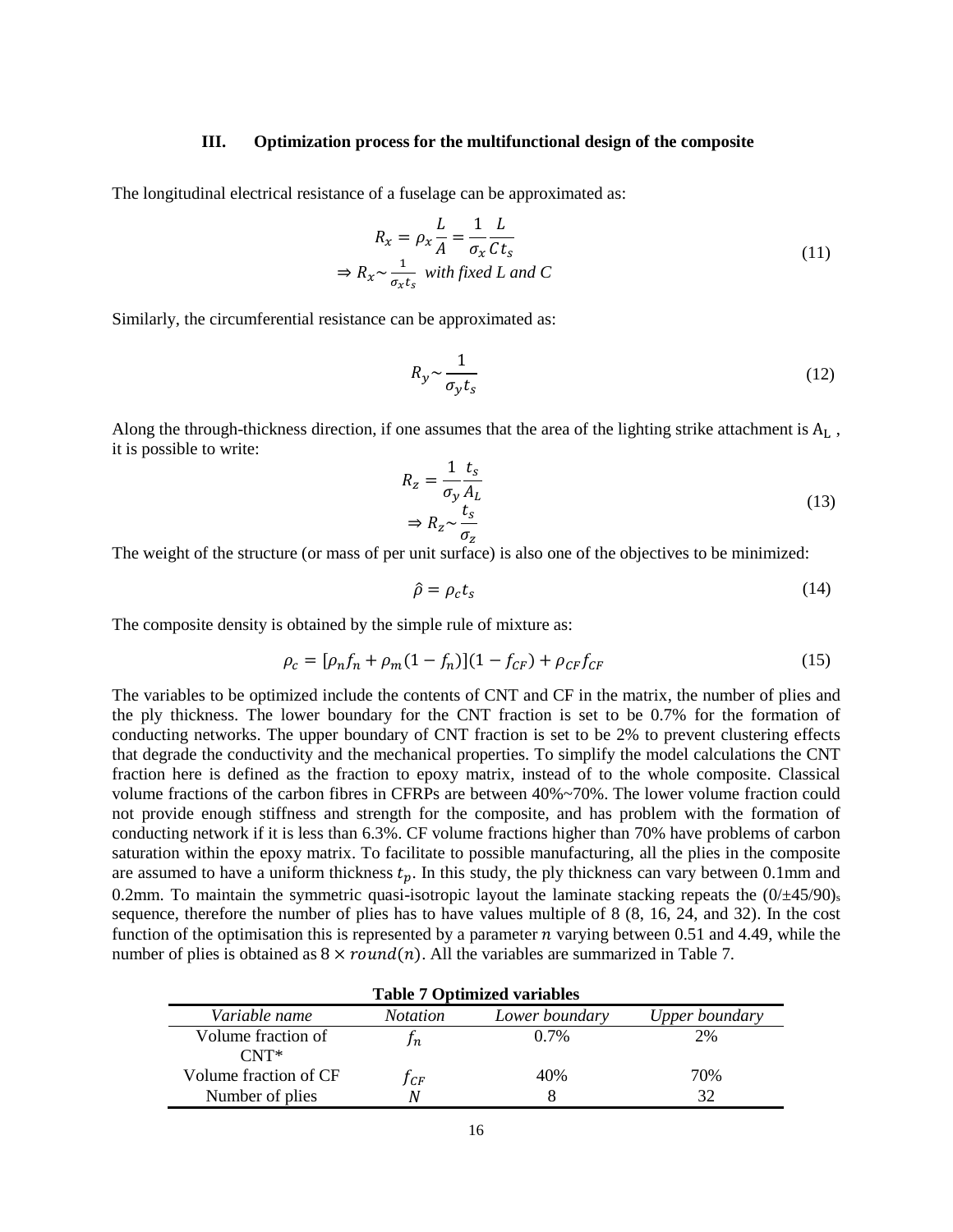### III. Optimization process for the multifunctional design of the composite

The longitudinal electrical resistance of a fuselage can be approximated as:

$$R_x = \rho_x \frac{L}{A} = \frac{1}{\sigma_x} \frac{L}{C\, t_s}$$
$$\Rightarrow R_x \sim \frac{1}{\sigma_x t_s} \text{ with fixed } L \text{ and } C \tag{11}$$

Similarly, the circumferential resistance can be approximated as:

$$R_y \sim \frac{1}{\sigma_y t_s} \tag{12}$$

Along the through-thickness direction, if one assumes that the area of the lighting strike attachment is $A_L$ , it is possible to write:

$$R_z = \frac{1}{\sigma_y} \frac{t_s}{A_L}$$
$$\Rightarrow R_z \sim \frac{t_s}{\sigma_z} \tag{13}$$

The weight of the structure (or mass of per unit surface) is also one of the objectives to be minimized:

$$\hat{\rho} = \rho_c t_s \tag{14}$$

The composite density is obtained by the simple rule of mixture as:

$$\rho_c = [\rho_n f_n + \rho_m (1 - f_n)](1 - f_{CF}) + \rho_{CF} f_{CF} \tag{15}$$

The variables to be optimized include the contents of CNT and CF in the matrix, the number of plies and the ply thickness. The lower boundary for the CNT fraction is set to be 0.7% for the formation of conducting networks. The upper boundary of CNT fraction is set to be 2% to prevent clustering effects that degrade the conductivity and the mechanical properties. To simplify the model calculations the CNT fraction here is defined as the fraction to epoxy matrix, instead of to the whole composite. Classical volume fractions of the carbon fibres in CFRPs are between 40%~70%. The lower volume fraction could not provide enough stiffness and strength for the composite, and has problem with the formation of conducting network if it is less than 6.3%. CF volume fractions higher than 70% have problems of carbon saturation within the epoxy matrix. To facilitate to possible manufacturing, all the plies in the composite are assumed to have a uniform thickness $t_p$. In this study, the ply thickness can vary between 0.1mm and 0.2mm. To maintain the symmetric quasi-isotropic layout the laminate stacking repeats the $(0/\pm45/90)_s$ sequence, therefore the number of plies has to have values multiple of 8 (8, 16, 24, and 32). In the cost function of the optimisation this is represented by a parameter $n$ varying between 0.51 and 4.49, while the number of plies is obtained as $8 \times round(n)$. All the variables are summarized in Table 7.

**Table 7 Optimized variables**

| *Variable name* | *Notation* | *Lower boundary* | *Upper boundary* |
| --- | --- | --- | --- |
| Volume fraction of CNT* | $f_n$ | 0.7% | 2% |
| Volume fraction of CF | $f_{CF}$ | 40% | 70% |
| Number of plies | $N$ | 8 | 32 |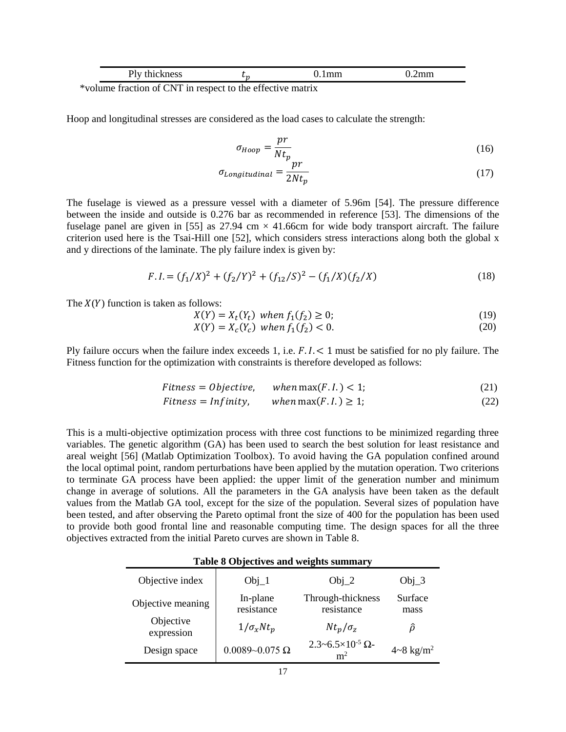| Ply thickness | $t_p$ | 0.1mm | 0.2mm |
|---|---|---|---|

*volume fraction of CNT in respect to the effective matrix

Hoop and longitudinal stresses are considered as the load cases to calculate the strength:

$$\sigma_{Hoop} = \frac{pr}{Nt_p} \tag{16}$$

$$\sigma_{Longitudinal} = \frac{pr}{2Nt_p} \tag{17}$$

The fuselage is viewed as a pressure vessel with a diameter of 5.96m [54]. The pressure difference between the inside and outside is 0.276 bar as recommended in reference [53]. The dimensions of the fuselage panel are given in [55] as 27.94 cm × 41.66cm for wide body transport aircraft. The failure criterion used here is the Tsai-Hill one [52], which considers stress interactions along both the global x and y directions of the laminate. The ply failure index is given by:

$$F.I. = (f_1/X)^2 + (f_2/Y)^2 + (f_{12}/S)^2 - (f_1/X)(f_2/X) \tag{18}$$

The $X(Y)$ function is taken as follows:

$$X(Y) = X_t(Y_t) \;\; when\; f_1(f_2) \geq 0; \tag{19}$$

$$X(Y) = X_c(Y_c) \;\; when\; f_1(f_2) < 0. \tag{20}$$

Ply failure occurs when the failure index exceeds 1, i.e. $F.I. < 1$ must be satisfied for no ply failure. The Fitness function for the optimization with constraints is therefore developed as follows:

$$Fitness = Objective, \quad when \max(F.I.) < 1; \tag{21}$$

$$Fitness = Infinity, \quad when \max(F.I.) \geq 1; \tag{22}$$

This is a multi-objective optimization process with three cost functions to be minimized regarding three variables. The genetic algorithm (GA) has been used to search the best solution for least resistance and areal weight [56] (Matlab Optimization Toolbox). To avoid having the GA population confined around the local optimal point, random perturbations have been applied by the mutation operation. Two criterions to terminate GA process have been applied: the upper limit of the generation number and minimum change in average of solutions. All the parameters in the GA analysis have been taken as the default values from the Matlab GA tool, except for the size of the population. Several sizes of population have been tested, and after observing the Pareto optimal front the size of 400 for the population has been used to provide both good frontal line and reasonable computing time. The design spaces for all the three objectives extracted from the initial Pareto curves are shown in Table 8.

**Table 8 Objectives and weights summary**

| Objective index | Obj_1 | Obj_2 | Obj_3 |
|---|---|---|---|
| Objective meaning | In-plane resistance | Through-thickness resistance | Surface mass |
| Objective expression | $1/\sigma_x N t_p$ | $N t_p/\sigma_z$ | $\hat{\rho}$ |
| Design space | 0.0089~0.075 Ω | 2.3~6.5×$10^{-5}$ Ω-$m^2$ | 4~8 $kg/m^2$ |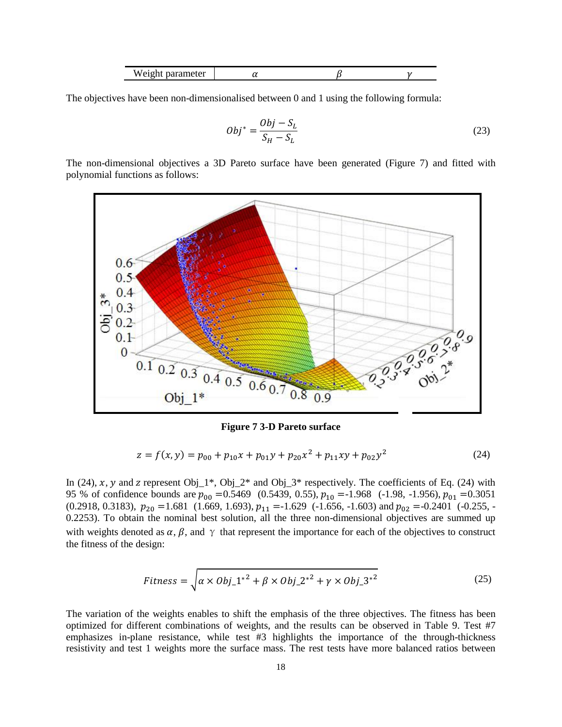| Weight parameter | $\alpha$ | $\beta$ | $\gamma$ |
|---|---|---|---|

The objectives have been non-dimensionalised between 0 and 1 using the following formula:

$$Obj^* = \frac{Obj - S_L}{S_H - S_L} \tag{23}$$

The non-dimensional objectives a 3D Pareto surface have been generated (Figure 7) and fitted with polynomial functions as follows:

**Figure 7 3-D Pareto surface**

$$z = f(x, y) = p_{00} + p_{10}x + p_{01}y + p_{20}x^2 + p_{11}xy + p_{02}y^2 \tag{24}$$

In (24), $x$, $y$ and $z$ represent Obj_1*, Obj_2* and Obj_3* respectively. The coefficients of Eq. (24) with 95 % of confidence bounds are $p_{00}$ =0.5469 (0.5439, 0.55), $p_{10}$ =-1.968 (-1.98, -1.956), $p_{01}$ =0.3051 (0.2918, 0.3183), $p_{20}$ =1.681 (1.669, 1.693), $p_{11}$ =-1.629 (-1.656, -1.603) and $p_{02}$ =-0.2401 (-0.255, -0.2253). To obtain the nominal best solution, all the three non-dimensional objectives are summed up with weights denoted as $\alpha$, $\beta$, and $\gamma$ that represent the importance for each of the objectives to construct the fitness of the design:

$$Fitness = \sqrt{\alpha \times Obj\_1^{*2} + \beta \times Obj\_2^{*2} + \gamma \times Obj\_3^{*2}} \tag{25}$$

The variation of the weights enables to shift the emphasis of the three objectives. The fitness has been optimized for different combinations of weights, and the results can be observed in Table 9. Test #7 emphasizes in-plane resistance, while test #3 highlights the importance of the through-thickness resistivity and test 1 weights more the surface mass. The rest tests have more balanced ratios between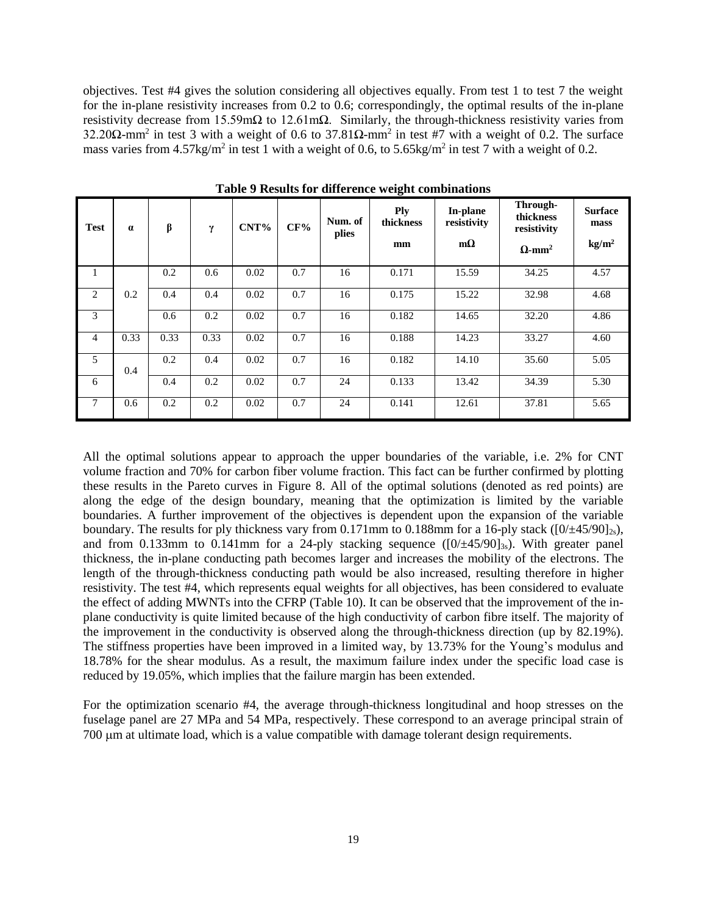objectives. Test #4 gives the solution considering all objectives equally. From test 1 to test 7 the weight for the in-plane resistivity increases from 0.2 to 0.6; correspondingly, the optimal results of the in-plane resistivity decrease from 15.59mΩ to 12.61mΩ. Similarly, the through-thickness resistivity varies from 32.20Ω-mm$^2$ in test 3 with a weight of 0.6 to 37.81Ω-mm$^2$ in test #7 with a weight of 0.2. The surface mass varies from 4.57kg/m$^2$ in test 1 with a weight of 0.6, to 5.65kg/m$^2$ in test 7 with a weight of 0.2.

**Table 9 Results for difference weight combinations**

| Test | α | β | γ | CNT% | CF% | Num. of plies | Ply thickness mm | In-plane resistivity mΩ | Through-thickness resistivity Ω-mm$^2$ | Surface mass kg/m$^2$ |
|---|---|---|---|---|---|---|---|---|---|---|
| 1 | 0.2 | 0.2 | 0.6 | 0.02 | 0.7 | 16 | 0.171 | 15.59 | 34.25 | 4.57 |
| 2 | | 0.4 | 0.4 | 0.02 | 0.7 | 16 | 0.175 | 15.22 | 32.98 | 4.68 |
| 3 | | 0.6 | 0.2 | 0.02 | 0.7 | 16 | 0.182 | 14.65 | 32.20 | 4.86 |
| 4 | 0.33 | 0.33 | 0.33 | 0.02 | 0.7 | 16 | 0.188 | 14.23 | 33.27 | 4.60 |
| 5 | 0.4 | 0.2 | 0.4 | 0.02 | 0.7 | 16 | 0.182 | 14.10 | 35.60 | 5.05 |
| 6 | | 0.4 | 0.2 | 0.02 | 0.7 | 24 | 0.133 | 13.42 | 34.39 | 5.30 |
| 7 | 0.6 | 0.2 | 0.2 | 0.02 | 0.7 | 24 | 0.141 | 12.61 | 37.81 | 5.65 |

All the optimal solutions appear to approach the upper boundaries of the variable, i.e. 2% for CNT volume fraction and 70% for carbon fiber volume fraction. This fact can be further confirmed by plotting these results in the Pareto curves in Figure 8. All of the optimal solutions (denoted as red points) are along the edge of the design boundary, meaning that the optimization is limited by the variable boundaries. A further improvement of the objectives is dependent upon the expansion of the variable boundary. The results for ply thickness vary from 0.171mm to 0.188mm for a 16-ply stack ($[0/\pm45/90]_{2s}$), and from 0.133mm to 0.141mm for a 24-ply stacking sequence ($[0/\pm45/90]_{3s}$). With greater panel thickness, the in-plane conducting path becomes larger and increases the mobility of the electrons. The length of the through-thickness conducting path would be also increased, resulting therefore in higher resistivity. The test #4, which represents equal weights for all objectives, has been considered to evaluate the effect of adding MWNTs into the CFRP (Table 10). It can be observed that the improvement of the in-plane conductivity is quite limited because of the high conductivity of carbon fibre itself. The majority of the improvement in the conductivity is observed along the through-thickness direction (up by 82.19%). The stiffness properties have been improved in a limited way, by 13.73% for the Young's modulus and 18.78% for the shear modulus. As a result, the maximum failure index under the specific load case is reduced by 19.05%, which implies that the failure margin has been extended.

For the optimization scenario #4, the average through-thickness longitudinal and hoop stresses on the fuselage panel are 27 MPa and 54 MPa, respectively. These correspond to an average principal strain of 700 μm at ultimate load, which is a value compatible with damage tolerant design requirements.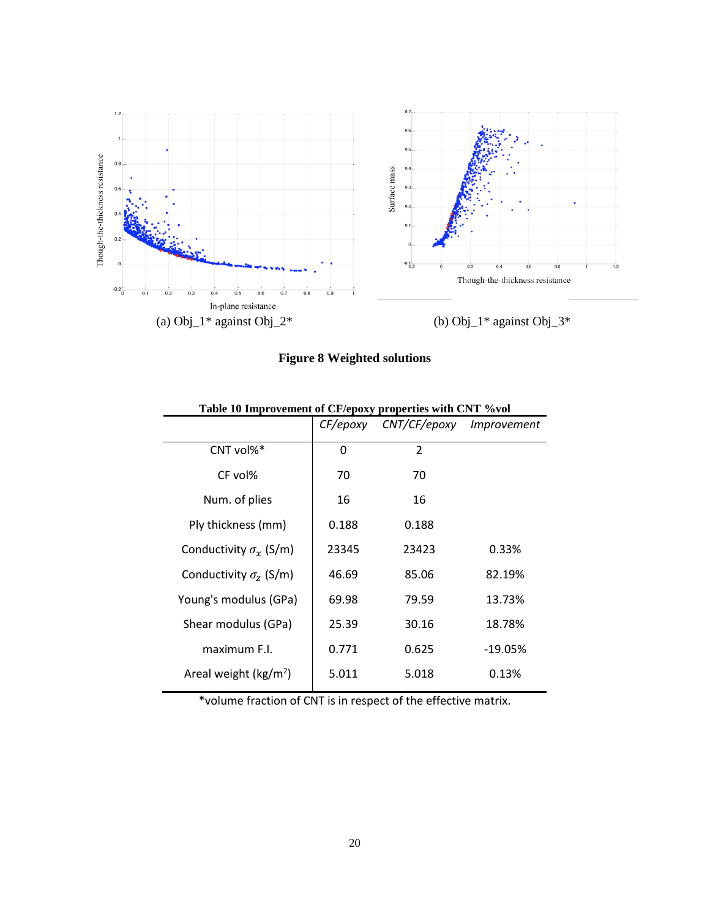(a) Obj_1* against Obj_2*

(b) Obj_1* against Obj_3*

**Figure 8 Weighted solutions**

**Table 10 Improvement of CF/epoxy properties with CNT %vol**

| | *CF/epoxy* | *CNT/CF/epoxy* | *Improvement* |
|---|---|---|---|
| CNT vol%* | 0 | 2 | |
| CF vol% | 70 | 70 | |
| Num. of plies | 16 | 16 | |
| Ply thickness (mm) | 0.188 | 0.188 | |
| Conductivity $\sigma_x$ (S/m) | 23345 | 23423 | 0.33% |
| Conductivity $\sigma_z$ (S/m) | 46.69 | 85.06 | 82.19% |
| Young's modulus (GPa) | 69.98 | 79.59 | 13.73% |
| Shear modulus (GPa) | 25.39 | 30.16 | 18.78% |
| maximum F.I. | 0.771 | 0.625 | -19.05% |
| Areal weight (kg/m$^2$) | 5.011 | 5.018 | 0.13% |

*volume fraction of CNT is in respect of the effective matrix.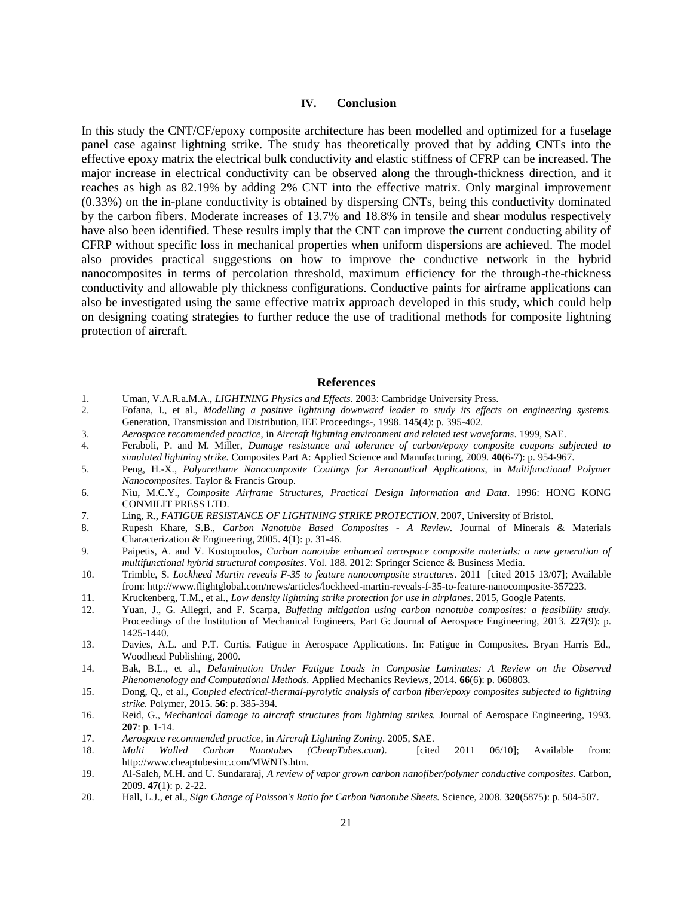## IV. Conclusion

In this study the CNT/CF/epoxy composite architecture has been modelled and optimized for a fuselage panel case against lightning strike. The study has theoretically proved that by adding CNTs into the effective epoxy matrix the electrical bulk conductivity and elastic stiffness of CFRP can be increased. The major increase in electrical conductivity can be observed along the through-thickness direction, and it reaches as high as 82.19% by adding 2% CNT into the effective matrix. Only marginal improvement (0.33%) on the in-plane conductivity is obtained by dispersing CNTs, being this conductivity dominated by the carbon fibers. Moderate increases of 13.7% and 18.8% in tensile and shear modulus respectively have also been identified. These results imply that the CNT can improve the current conducting ability of CFRP without specific loss in mechanical properties when uniform dispersions are achieved. The model also provides practical suggestions on how to improve the conductive network in the hybrid nanocomposites in terms of percolation threshold, maximum efficiency for the through-the-thickness conductivity and allowable ply thickness configurations. Conductive paints for airframe applications can also be investigated using the same effective matrix approach developed in this study, which could help on designing coating strategies to further reduce the use of traditional methods for composite lightning protection of aircraft.

## References

1. Uman, V.A.R.a.M.A., *LIGHTNING Physics and Effects*. 2003: Cambridge University Press.
2. Fofana, I., et al., *Modelling a positive lightning downward leader to study its effects on engineering systems.* Generation, Transmission and Distribution, IEE Proceedings-, 1998. **145**(4): p. 395-402.
3. *Aerospace recommended practice*, in *Aircraft lightning environment and related test waveforms*. 1999, SAE.
4. Feraboli, P. and M. Miller, *Damage resistance and tolerance of carbon/epoxy composite coupons subjected to simulated lightning strike.* Composites Part A: Applied Science and Manufacturing, 2009. **40**(6-7): p. 954-967.
5. Peng, H.-X., *Polyurethane Nanocomposite Coatings for Aeronautical Applications,* in *Multifunctional Polymer Nanocomposites*. Taylor & Francis Group.
6. Niu, M.C.Y., *Composite Airframe Structures, Practical Design Information and Data*. 1996: HONG KONG CONMILIT PRESS LTD.
7. Ling, R., *FATIGUE RESISTANCE OF LIGHTNING STRIKE PROTECTION*. 2007, University of Bristol.
8. Rupesh Khare, S.B., *Carbon Nanotube Based Composites - A Review.* Journal of Minerals & Materials Characterization & Engineering, 2005. **4**(1): p. 31-46.
9. Paipetis, A. and V. Kostopoulos, *Carbon nanotube enhanced aerospace composite materials: a new generation of multifunctional hybrid structural composites*. Vol. 188. 2012: Springer Science & Business Media.
10. Trimble, S. *Lockheed Martin reveals F-35 to feature nanocomposite structures*. 2011 [cited 2015 13/07]; Available from: http://www.flightglobal.com/news/articles/lockheed-martin-reveals-f-35-to-feature-nanocomposite-357223.
11. Kruckenberg, T.M., et al., *Low density lightning strike protection for use in airplanes*. 2015, Google Patents.
12. Yuan, J., G. Allegri, and F. Scarpa, *Buffeting mitigation using carbon nanotube composites: a feasibility study.* Proceedings of the Institution of Mechanical Engineers, Part G: Journal of Aerospace Engineering, 2013. **227**(9): p. 1425-1440.
13. Davies, A.L. and P.T. Curtis. Fatigue in Aerospace Applications. In: Fatigue in Composites. Bryan Harris Ed., Woodhead Publishing, 2000.
14. Bak, B.L., et al., *Delamination Under Fatigue Loads in Composite Laminates: A Review on the Observed Phenomenology and Computational Methods.* Applied Mechanics Reviews, 2014. **66**(6): p. 060803.
15. Dong, Q., et al., *Coupled electrical-thermal-pyrolytic analysis of carbon fiber/epoxy composites subjected to lightning strike.* Polymer, 2015. **56**: p. 385-394.
16. Reid, G., *Mechanical damage to aircraft structures from lightning strikes.* Journal of Aerospace Engineering, 1993. **207**: p. 1-14.
17. *Aerospace recommended practice*, in *Aircraft Lightning Zoning*. 2005, SAE.
18. *Multi Walled Carbon Nanotubes (CheapTubes.com)*. [cited 2011 06/10]; Available from: http://www.cheaptubesinc.com/MWNTs.htm.
19. Al-Saleh, M.H. and U. Sundararaj, *A review of vapor grown carbon nanofiber/polymer conductive composites.* Carbon, 2009. **47**(1): p. 2-22.
20. Hall, L.J., et al., *Sign Change of Poisson's Ratio for Carbon Nanotube Sheets.* Science, 2008. **320**(5875): p. 504-507.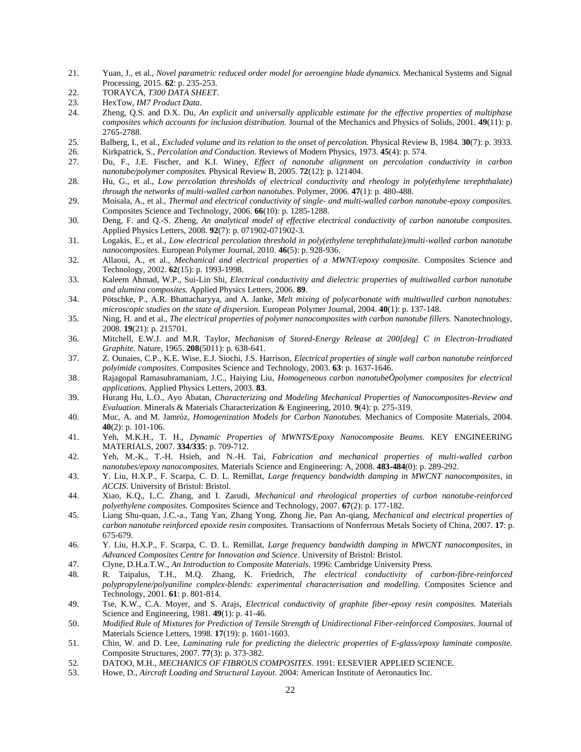21. Yuan, J., et al., *Novel parametric reduced order model for aeroengine blade dynamics.* Mechanical Systems and Signal Processing, 2015. **62**: p. 235-253.
22. TORAYCA, *T300 DATA SHEET*.
23. HexTow, *IM7 Product Data*.
24. Zheng, Q.S. and D.X. Du, *An explicit and universally applicable estimate for the effective properties of multiphase composites which accounts for inclusion distribution.* Journal of the Mechanics and Physics of Solids, 2001. **49**(11): p. 2765-2788.
25. Balberg, I., et al., *Excluded volume and its relation to the onset of percolation.* Physical Review B, 1984. **30**(7): p. 3933.
26. Kirkpatrick, S., *Percolation and Conduction.* Reviews of Modern Physics, 1973. **45**(4): p. 574.
27. Du, F., J.E. Fischer, and K.I. Winey, *Effect of nanotube alignment on percolation conductivity in carbon nanotube/polymer composites.* Physical Review B, 2005. **72**(12): p. 121404.
28. Hu, G., et al., *Low percolation thresholds of electrical conductivity and rheology in poly(ethylene terephthalate) through the networks of multi-walled carbon nanotubes.* Polymer, 2006. **47**(1): p. 480-488.
29. Moisala, A., et al., *Thermal and electrical conductivity of single- and multi-walled carbon nanotube-epoxy composites.* Composites Science and Technology, 2006. **66**(10): p. 1285-1288.
30. Deng, F. and Q.-S. Zheng, *An analytical model of effective electrical conductivity of carbon nanotube composites.* Applied Physics Letters, 2008. **92**(7): p. 071902-071902-3.
31. Logakis, E., et al., *Low electrical percolation threshold in poly(ethylene terephthalate)/multi-walled carbon nanotube nanocomposites.* European Polymer Journal, 2010. **46**(5): p. 928-936.
32. Allaoui, A., et al., *Mechanical and electrical properties of a MWNT/epoxy composite.* Composites Science and Technology, 2002. **62**(15): p. 1993-1998.
33. Kaleem Ahmad, W.P., Sui-Lin Shi, *Electrical conductivity and dielectric properties of multiwalled carbon nanotube and alumina composites.* Applied Physics Letters, 2006. **89**.
34. Pötschke, P., A.R. Bhattacharyya, and A. Janke, *Melt mixing of polycarbonate with multiwalled carbon nanotubes: microscopic studies on the state of dispersion.* European Polymer Journal, 2004. **40**(1): p. 137-148.
35. Ning, H. and et al., *The electrical properties of polymer nanocomposites with carbon nanotube fillers.* Nanotechnology, 2008. **19**(21): p. 215701.
36. Mitchell, E.W.J. and M.R. Taylor, *Mechanism of Stored-Energy Release at 200[deg] C in Electron-Irradiated Graphite.* Nature, 1965. **208**(5011): p. 638-641.
37. Z. Ounaies, C.P., K.E. Wise, E.J. Siochi, J.S. Harrison, *Electrical properties of single wall carbon nanotube reinforced polyimide composites.* Composites Science and Technology, 2003. **63**: p. 1637-1646.
38. Rajagopal Ramasubramaniam, J.C., Haiying Liu, *Homogeneous carbon nanotubeÕpolymer composites for electrical applications.* Applied Physics Letters, 2003. **83**.
39. Hurang Hu, L.O., Ayo Abatan, *Characterizing and Modeling Mechanical Properties of Nanocomposites-Review and Evaluation.* Minerals & Materials Characterization & Engineering, 2010. **9**(4): p. 275-319.
40. Muc, A. and M. Jamróz, *Homogenization Models for Carbon Nanotubes.* Mechanics of Composite Materials, 2004. **40**(2): p. 101-106.
41. Yeh, M.K.H., T. H., *Dynamic Properties of MWNTS/Epoxy Nanocomposite Beams.* KEY ENGINEERING MATERIALS, 2007. **334/335**: p. 709-712.
42. Yeh, M.-K., T.-H. Hsieh, and N.-H. Tai, *Fabrication and mechanical properties of multi-walled carbon nanotubes/epoxy nanocomposites.* Materials Science and Engineering: A, 2008. **483-484**(0): p. 289-292.
43. Y. Liu, H.X.P., F. Scarpa, C. D. L. Remillat, *Large frequency bandwidth damping in MWCNT nanocomposites*, in *ACCIS*. University of Bristol: Bristol.
44. Xiao, K.Q., L.C. Zhang, and I. Zarudi, *Mechanical and rheological properties of carbon nanotube-reinforced polyethylene composites.* Composites Science and Technology, 2007. **67**(2): p. 177-182.
45. Liang Shu-quan, J.C.-a., Tang Yan, Zhang Yong, Zhong Jie, Pan An-qiang, *Mechanical and electrical properties of carbon nanotube reinforced epoxide resin composites.* Transactions of Nonferrous Metals Society of China, 2007. **17**: p. 675-679.
46. Y. Liu, H.X.P., F. Scarpa, C. D. L. Remillat, *Large frequency bandwidth damping in MWCNT nanocomposites*, in *Advanced Composites Centre for Innovation and Science*. University of Bristol: Bristol.
47. Clyne, D.H.a.T.W., *An Introduction to Composite Materials*. 1996: Cambridge University Press.
48. R. Taipalus, T.H., M.Q. Zhang, K. Friedrich, *The electrical conductivity of carbon-fibre-reinforced polypropylene/polyaniline complex-blends: experimental characterisation and modelling.* Composites Science and Technology, 2001. **61**: p. 801-814.
49. Tse, K.W., C.A. Moyer, and S. Arajs, *Electrical conductivity of graphite fiber-epoxy resin composites.* Materials Science and Engineering, 1981. **49**(1): p. 41-46.
50. *Modified Rule of Mixtures for Prediction of Tensile Strength of Unidirectional Fiber-reinforced Composites.* Journal of Materials Science Letters, 1998. **17**(19): p. 1601-1603.
51. Chin, W. and D. Lee, *Laminating rule for predicting the dielectric properties of E-glass/epoxy laminate composite.* Composite Structures, 2007. **77**(3): p. 373-382.
52. DATOO, M.H., *MECHANICS OF FIBROUS COMPOSITES*. 1991: ELSEVIER APPLIED SCIENCE.
53. Howe, D., *Aircraft Loading and Structural Layout*. 2004: American Institute of Aeronautics Inc.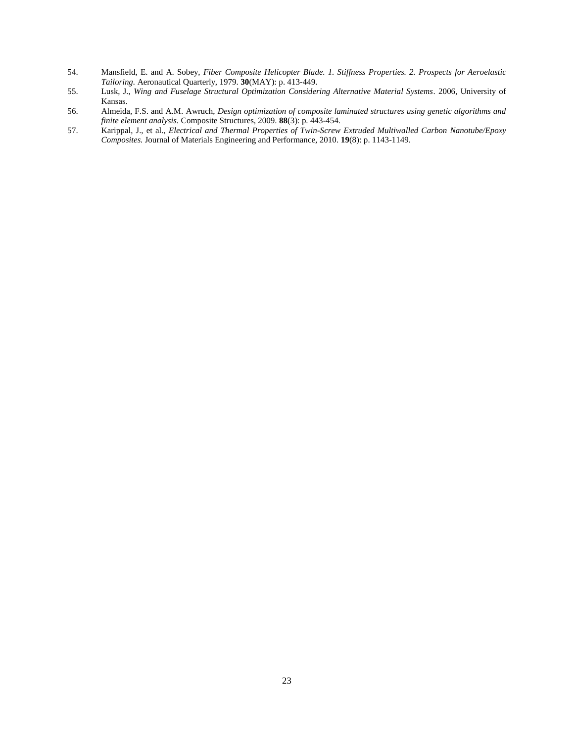54. Mansfield, E. and A. Sobey, *Fiber Composite Helicopter Blade. 1. Stiffness Properties. 2. Prospects for Aeroelastic Tailoring.* Aeronautical Quarterly, 1979. **30**(MAY): p. 413-449.
55. Lusk, J., *Wing and Fuselage Structural Optimization Considering Alternative Material Systems*. 2006, University of Kansas.
56. Almeida, F.S. and A.M. Awruch, *Design optimization of composite laminated structures using genetic algorithms and finite element analysis.* Composite Structures, 2009. **88**(3): p. 443-454.
57. Karippal, J., et al., *Electrical and Thermal Properties of Twin-Screw Extruded Multiwalled Carbon Nanotube/Epoxy Composites.* Journal of Materials Engineering and Performance, 2010. **19**(8): p. 1143-1149.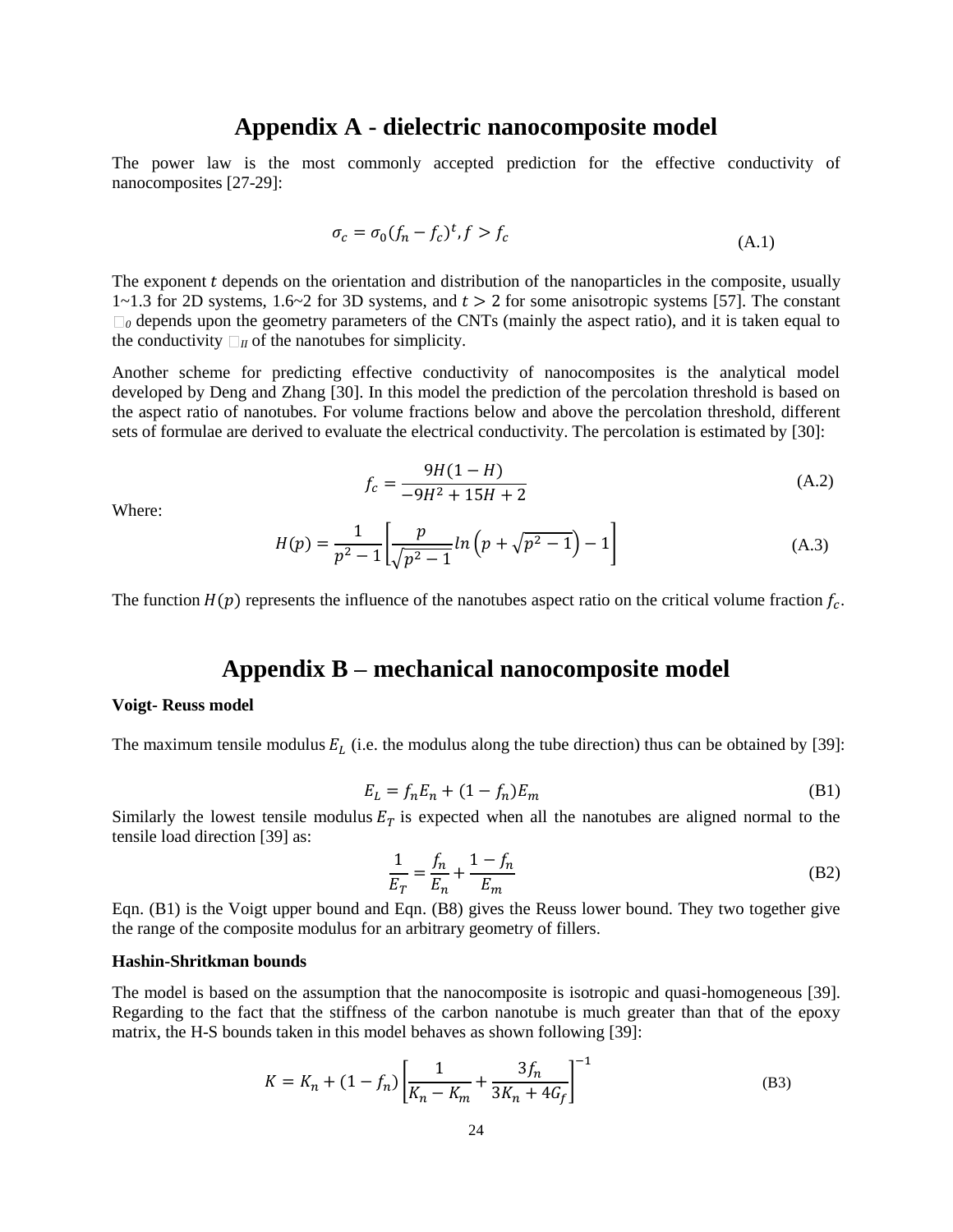# Appendix A - dielectric nanocomposite model

The power law is the most commonly accepted prediction for the effective conductivity of nanocomposites [27-29]:

$$\sigma_c = \sigma_0 (f_n - f_c)^t, f > f_c \tag{A.1}$$

The exponent $t$ depends on the orientation and distribution of the nanoparticles in the composite, usually 1~1.3 for 2D systems, 1.6~2 for 3D systems, and $t > 2$ for some anisotropic systems [57]. The constant $\sigma_0$ depends upon the geometry parameters of the CNTs (mainly the aspect ratio), and it is taken equal to the conductivity $\sigma_{II}$ of the nanotubes for simplicity.

Another scheme for predicting effective conductivity of nanocomposites is the analytical model developed by Deng and Zhang [30]. In this model the prediction of the percolation threshold is based on the aspect ratio of nanotubes. For volume fractions below and above the percolation threshold, different sets of formulae are derived to evaluate the electrical conductivity. The percolation is estimated by [30]:

$$f_c = \frac{9H(1-H)}{-9H^2 + 15H + 2} \tag{A.2}$$

Where:

$$H(p) = \frac{1}{p^2 - 1}\left[\frac{p}{\sqrt{p^2-1}} ln\left(p + \sqrt{p^2 - 1}\right) - 1\right] \tag{A.3}$$

The function $H(p)$ represents the influence of the nanotubes aspect ratio on the critical volume fraction $f_c$.

# Appendix B – mechanical nanocomposite model

**Voigt- Reuss model**

The maximum tensile modulus $E_L$ (i.e. the modulus along the tube direction) thus can be obtained by [39]:

$$E_L = f_n E_n + (1 - f_n) E_m \tag{B1}$$

Similarly the lowest tensile modulus $E_T$ is expected when all the nanotubes are aligned normal to the tensile load direction [39] as:

$$\frac{1}{E_T} = \frac{f_n}{E_n} + \frac{1 - f_n}{E_m} \tag{B2}$$

Eqn. (B1) is the Voigt upper bound and Eqn. (B8) gives the Reuss lower bound. They two together give the range of the composite modulus for an arbitrary geometry of fillers.

**Hashin-Shritkman bounds**

The model is based on the assumption that the nanocomposite is isotropic and quasi-homogeneous [39]. Regarding to the fact that the stiffness of the carbon nanotube is much greater than that of the epoxy matrix, the H-S bounds taken in this model behaves as shown following [39]:

$$K = K_n + (1 - f_n)\left[\frac{1}{K_n - K_m} + \frac{3f_n}{3K_n + 4G_f}\right]^{-1} \tag{B3}$$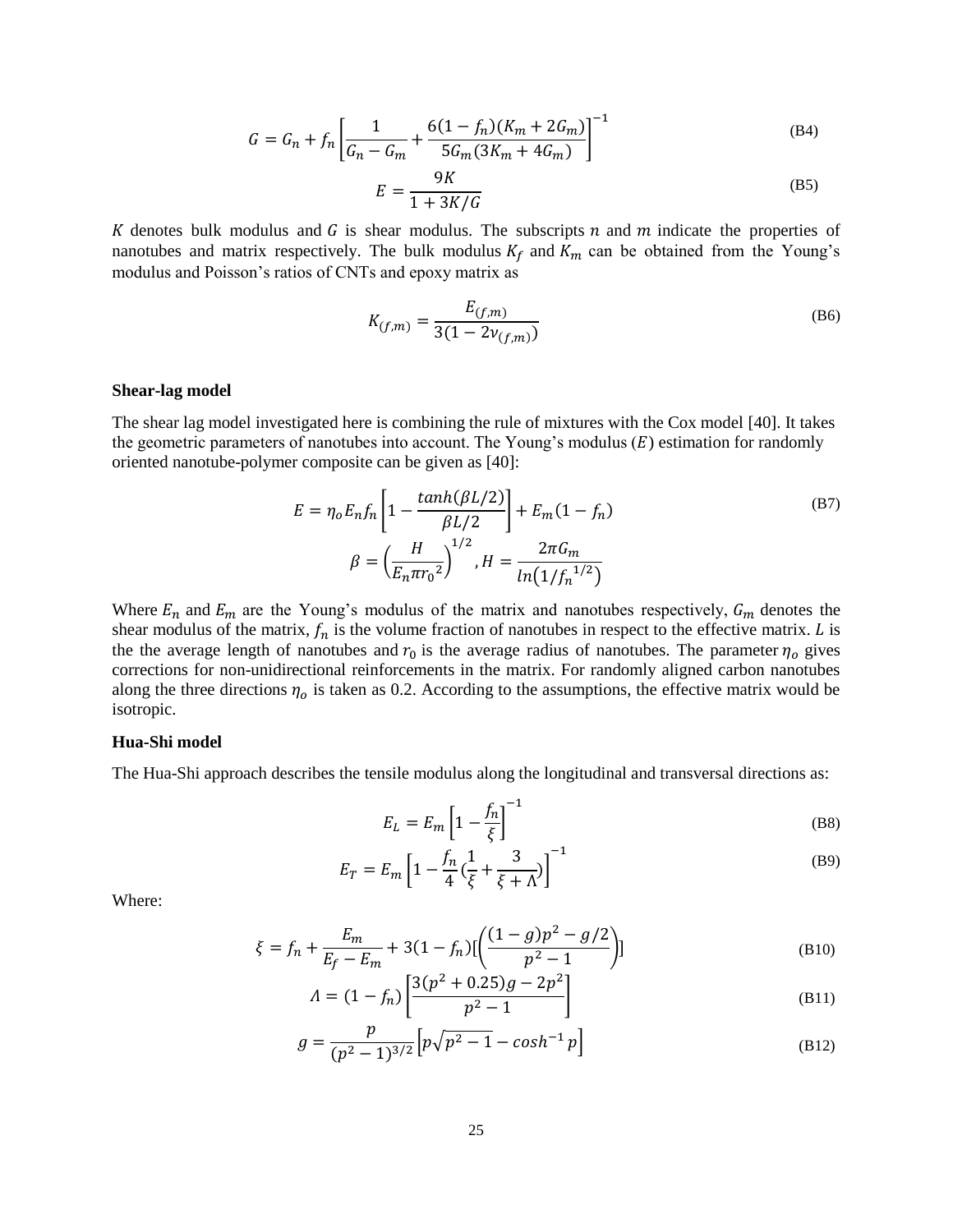$$G = G_n + f_n \left[ \frac{1}{G_n - G_m} + \frac{6(1 - f_n)(K_m + 2G_m)}{5G_m(3K_m + 4G_m)} \right]^{-1} \tag{B4}$$

$$E = \frac{9K}{1 + 3K/G} \tag{B5}$$

$K$ denotes bulk modulus and $G$ is shear modulus. The subscripts $n$ and $m$ indicate the properties of nanotubes and matrix respectively. The bulk modulus $K_f$ and $K_m$ can be obtained from the Young's modulus and Poisson's ratios of CNTs and epoxy matrix as

$$K_{(f,m)} = \frac{E_{(f,m)}}{3(1 - 2\nu_{(f,m)})} \tag{B6}$$

**Shear-lag model**

The shear lag model investigated here is combining the rule of mixtures with the Cox model [40]. It takes the geometric parameters of nanotubes into account. The Young's modulus ($E$) estimation for randomly oriented nanotube-polymer composite can be given as [40]:

$$E = \eta_o E_n f_n \left[ 1 - \frac{tanh(\beta L/2)}{\beta L/2} \right] + E_m(1 - f_n) \tag{B7}$$

$$\beta = \left( \frac{H}{E_n \pi r_0{}^2} \right)^{1/2}, H = \frac{2\pi G_m}{ln\left(1/f_n{}^{1/2}\right)}$$

Where $E_n$ and $E_m$ are the Young's modulus of the matrix and nanotubes respectively, $G_m$ denotes the shear modulus of the matrix, $f_n$ is the volume fraction of nanotubes in respect to the effective matrix. $L$ is the the average length of nanotubes and $r_0$ is the average radius of nanotubes. The parameter $\eta_o$ gives corrections for non-unidirectional reinforcements in the matrix. For randomly aligned carbon nanotubes along the three directions $\eta_o$ is taken as 0.2. According to the assumptions, the effective matrix would be isotropic.

**Hua-Shi model**

The Hua-Shi approach describes the tensile modulus along the longitudinal and transversal directions as:

$$E_L = E_m \left[ 1 - \frac{f_n}{\xi} \right]^{-1} \tag{B8}$$

$$E_T = E_m \left[ 1 - \frac{f_n}{4}\left(\frac{1}{\xi} + \frac{3}{\xi + \Lambda}\right) \right]^{-1} \tag{B9}$$

Where:

$$\xi = f_n + \frac{E_m}{E_f - E_m} + 3(1 - f_n)\left[\left(\frac{(1 - g)p^2 - g/2}{p^2 - 1}\right)\right] \tag{B10}$$

$$\Lambda = (1 - f_n) \left[ \frac{3(p^2 + 0.25)g - 2p^2}{p^2 - 1} \right] \tag{B11}$$

$$g = \frac{p}{(p^2 - 1)^{3/2}} \left[ p\sqrt{p^2 - 1} - cosh^{-1} p \right] \tag{B12}$$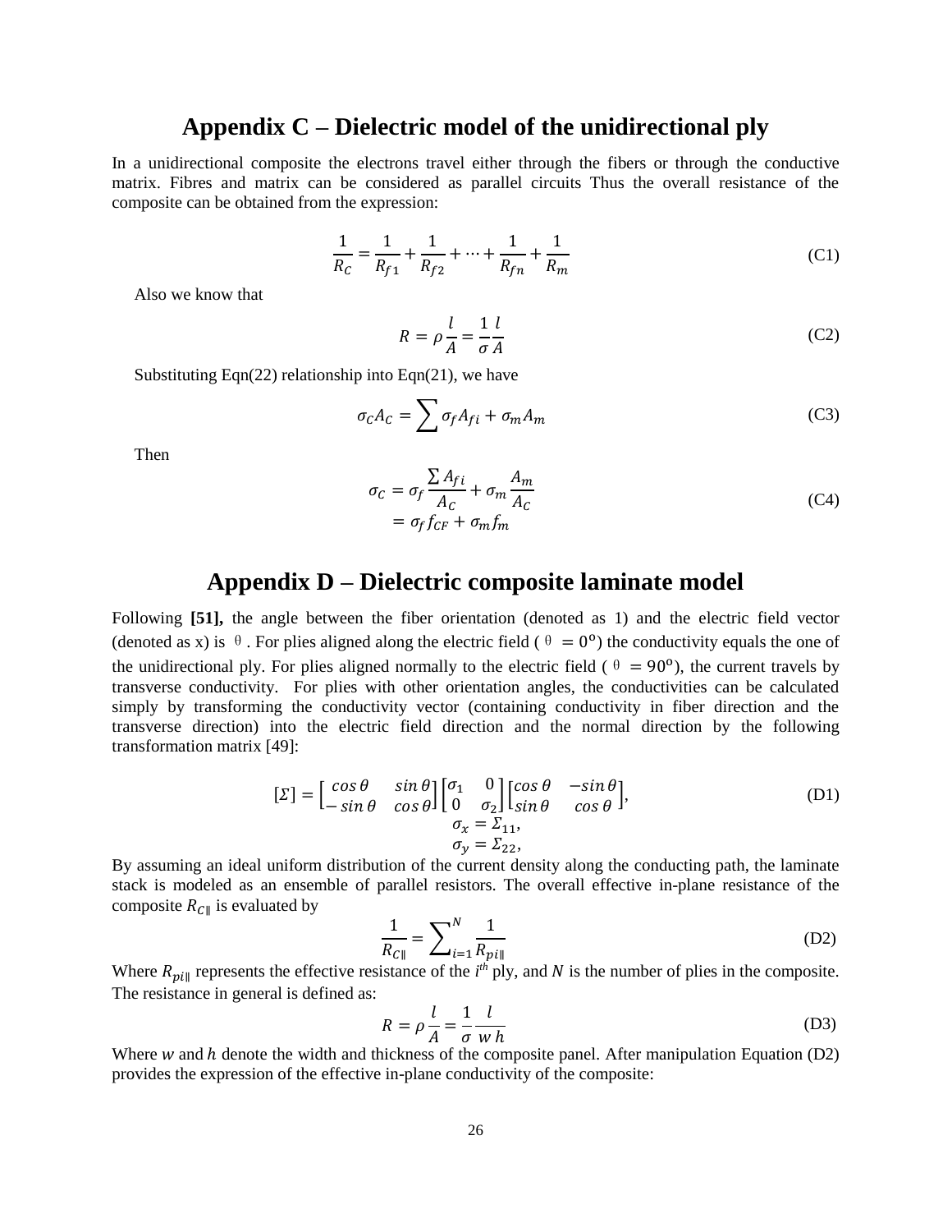# Appendix C – Dielectric model of the unidirectional ply

In a unidirectional composite the electrons travel either through the fibers or through the conductive matrix. Fibres and matrix can be considered as parallel circuits Thus the overall resistance of the composite can be obtained from the expression:

$$\frac{1}{R_C} = \frac{1}{R_{f1}} + \frac{1}{R_{f2}} + \cdots + \frac{1}{R_{fn}} + \frac{1}{R_m} \tag{C1}$$

Also we know that

$$R = \rho \frac{l}{A} = \frac{1}{\sigma} \frac{l}{A} \tag{C2}$$

Substituting Eqn(22) relationship into Eqn(21), we have

$$\sigma_C A_C = \sum \sigma_f A_{fi} + \sigma_m A_m \tag{C3}$$

Then

$$\begin{aligned} \sigma_C &= \sigma_f \frac{\sum A_{fi}}{A_C} + \sigma_m \frac{A_m}{A_C} \\ &= \sigma_f f_{CF} + \sigma_m f_m \end{aligned} \tag{C4}$$

# Appendix D – Dielectric composite laminate model

Following **[51],** the angle between the fiber orientation (denoted as 1) and the electric field vector (denoted as x) is $\theta$. For plies aligned along the electric field ($\theta = 0^o$) the conductivity equals the one of the unidirectional ply. For plies aligned normally to the electric field ($\theta = 90^o$), the current travels by transverse conductivity. For plies with other orientation angles, the conductivities can be calculated simply by transforming the conductivity vector (containing conductivity in fiber direction and the transverse direction) into the electric field direction and the normal direction by the following transformation matrix [49]:

$$[\Sigma] = \begin{bmatrix} \cos\theta & \sin\theta \\ -\sin\theta & \cos\theta \end{bmatrix} \begin{bmatrix} \sigma_1 & 0 \\ 0 & \sigma_2 \end{bmatrix} \begin{bmatrix} \cos\theta & -\sin\theta \\ \sin\theta & \cos\theta \end{bmatrix}, \tag{D1}$$
$$\sigma_x = \Sigma_{11},$$
$$\sigma_y = \Sigma_{22},$$

By assuming an ideal uniform distribution of the current density along the conducting path, the laminate stack is modeled as an ensemble of parallel resistors. The overall effective in-plane resistance of the composite $R_{C\parallel}$ is evaluated by

$$\frac{1}{R_{C\parallel}} = \sum_{i=1}^{N} \frac{1}{R_{pi\parallel}} \tag{D2}$$

Where $R_{pi\parallel}$ represents the effective resistance of the *i^th^* ply, and $N$ is the number of plies in the composite. The resistance in general is defined as:

$$R = \rho \frac{l}{A} = \frac{1}{\sigma} \frac{l}{w\,h} \tag{D3}$$

Where $w$ and $h$ denote the width and thickness of the composite panel. After manipulation Equation (D2) provides the expression of the effective in-plane conductivity of the composite: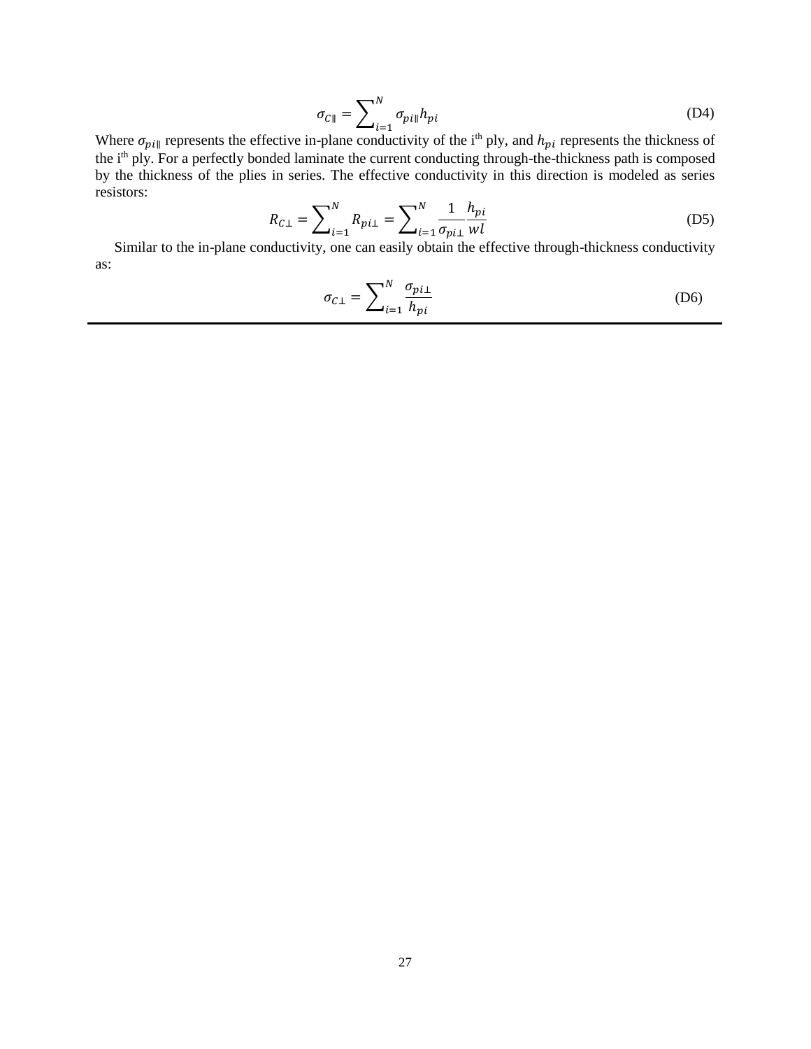$$\sigma_{C\parallel} = \sum_{i=1}^{N} \sigma_{pi\parallel} h_{pi} \tag{D4}$$

Where $\sigma_{pi\parallel}$ represents the effective in-plane conductivity of the i$^{th}$ ply, and $h_{pi}$ represents the thickness of the i$^{th}$ ply. For a perfectly bonded laminate the current conducting through-the-thickness path is composed by the thickness of the plies in series. The effective conductivity in this direction is modeled as series resistors:

$$R_{C\perp} = \sum_{i=1}^{N} R_{pi\perp} = \sum_{i=1}^{N} \frac{1}{\sigma_{pi\perp}} \frac{h_{pi}}{wl} \tag{D5}$$

Similar to the in-plane conductivity, one can easily obtain the effective through-thickness conductivity as:

$$\sigma_{C\perp} = \sum_{i=1}^{N} \frac{\sigma_{pi\perp}}{h_{pi}} \tag{D6}$$